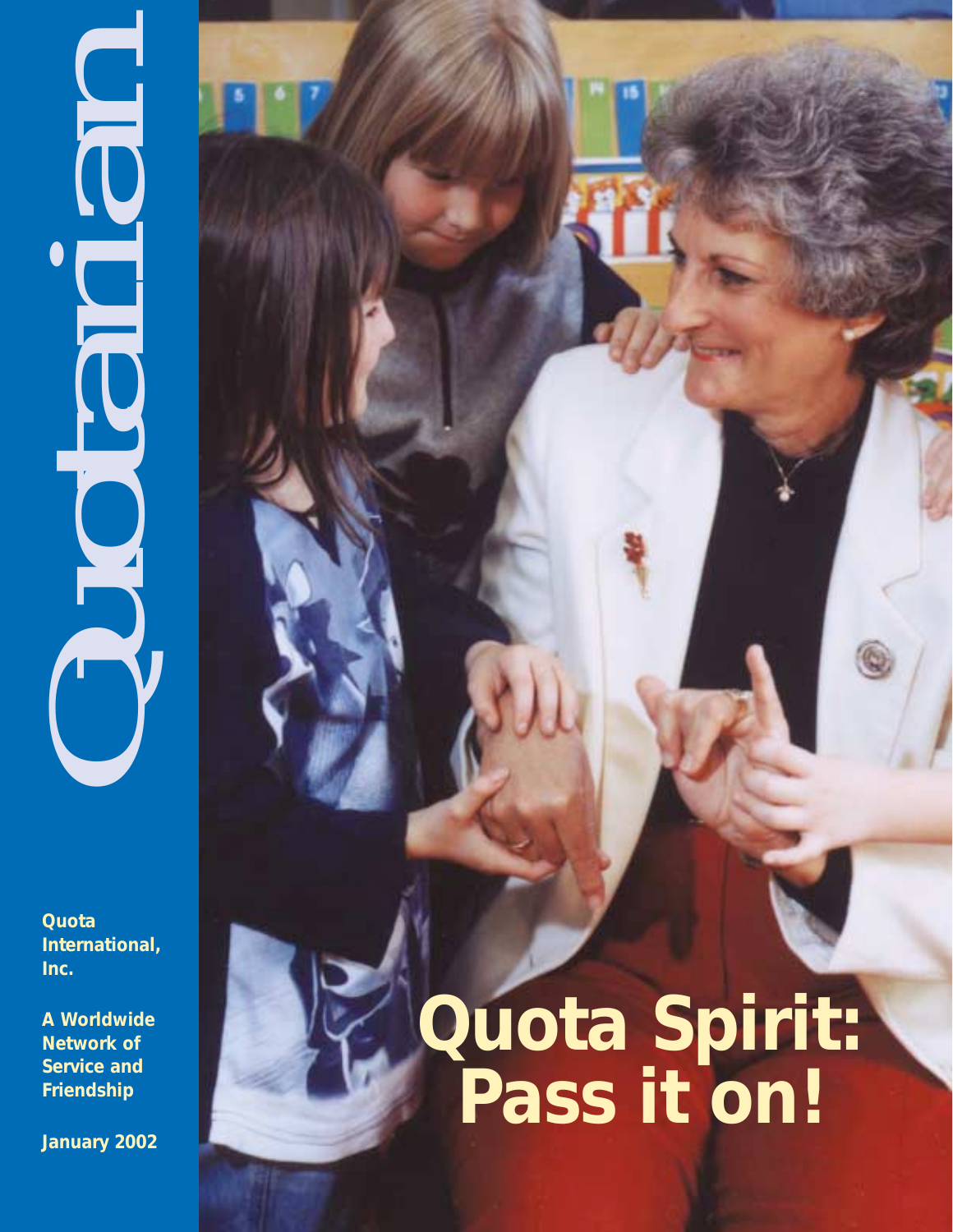# Quotarian

**Quota International, Inc.**

**A Worldwide Network of Service and Friendship**

**January 2002**

# Quota Spirit: Pass it on!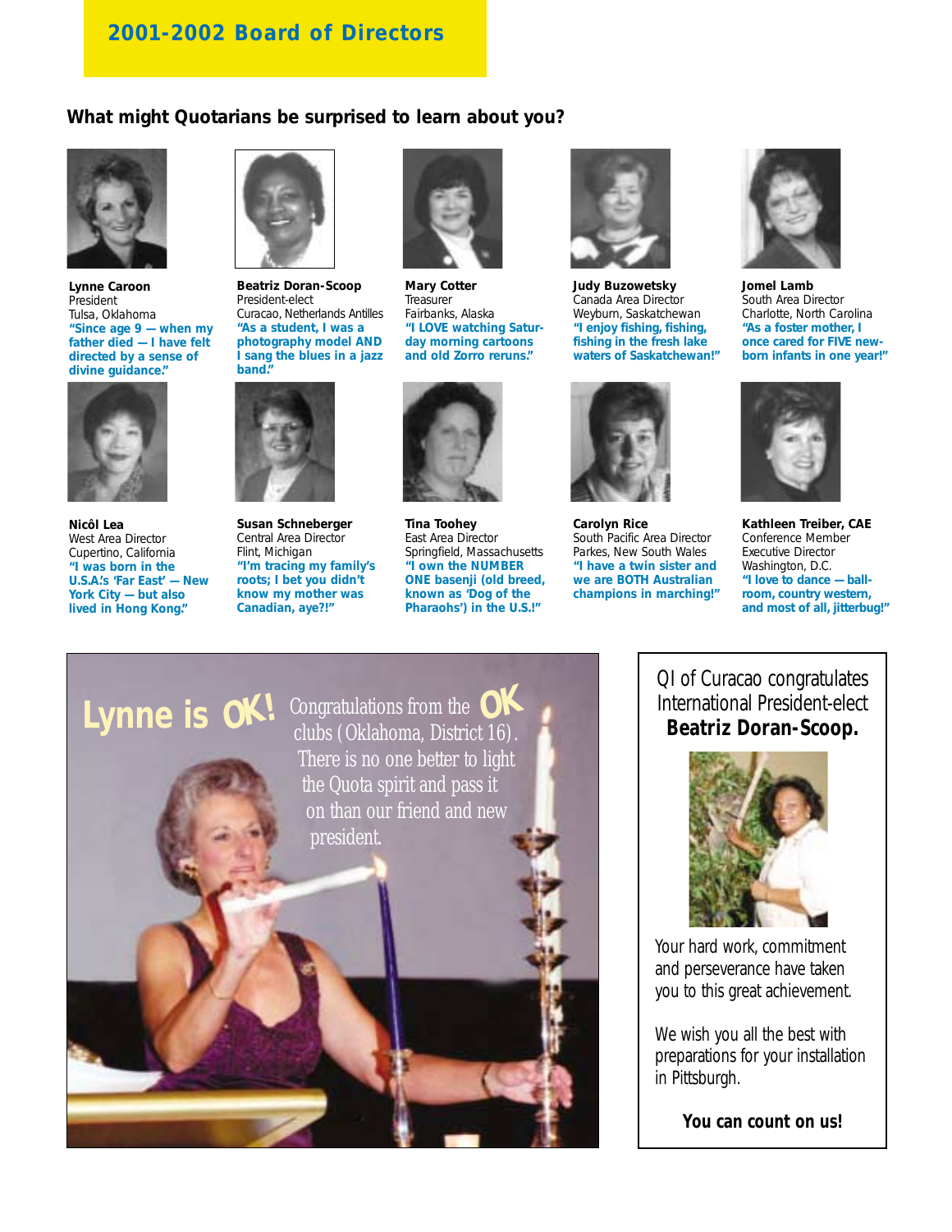## 2001-2002 Board of Directors

### What might Quotarians be surprised to learn about you?

**Lynne Caroon**
President
Tulsa, Oklahoma
**"Since age 9 — when my father died — I have felt directed by a sense of divine guidance."**

**Beatriz Doran-Scoop**
President-elect
Curacao, Netherlands Antilles
**"As a student, I was a photography model AND I sang the blues in a jazz band."**

**Mary Cotter**
Treasurer
Fairbanks, Alaska
**"I LOVE watching Saturday morning cartoons and old Zorro reruns."**

**Judy Buzowetsky**
Canada Area Director
Weyburn, Saskatchewan
**"I enjoy fishing, fishing, fishing in the fresh lake waters of Saskatchewan!"**

**Jomel Lamb**
South Area Director
Charlotte, North Carolina
**"As a foster mother, I once cared for FIVE newborn infants in one year!"**

**Nicôl Lea**
West Area Director
Cupertino, California
**"I was born in the U.S.A.'s 'Far East' — New York City — but also lived in Hong Kong."**

**Susan Schneberger**
Central Area Director
Flint, Michigan
**"I'm tracing my family's roots; I bet you didn't know my mother was Canadian, aye?!"**

**Tina Toohey**
East Area Director
Springfield, Massachusetts
**"I own the NUMBER ONE basenji (old breed, known as 'Dog of the Pharaohs') in the U.S.!"**

**Carolyn Rice**
South Pacific Area Director
Parkes, New South Wales
**"I have a twin sister and we are BOTH Australian champions in marching!"**

**Kathleen Treiber, CAE**
Conference Member
Executive Director
Washington, D.C.
**"I love to dance — ballroom, country western, and most of all, jitterbug!"**

---

**Lynne is OK!** Congratulations from the OK clubs (Oklahoma, District 16). There is no one better to light the Quota spirit and pass it on than our friend and new president.

---

QI of Curacao congratulates International President-elect **Beatriz Doran-Scoop.**

Your hard work, commitment and perseverance have taken you to this great achievement.

We wish you all the best with preparations for your installation in Pittsburgh.

**You can count on us!**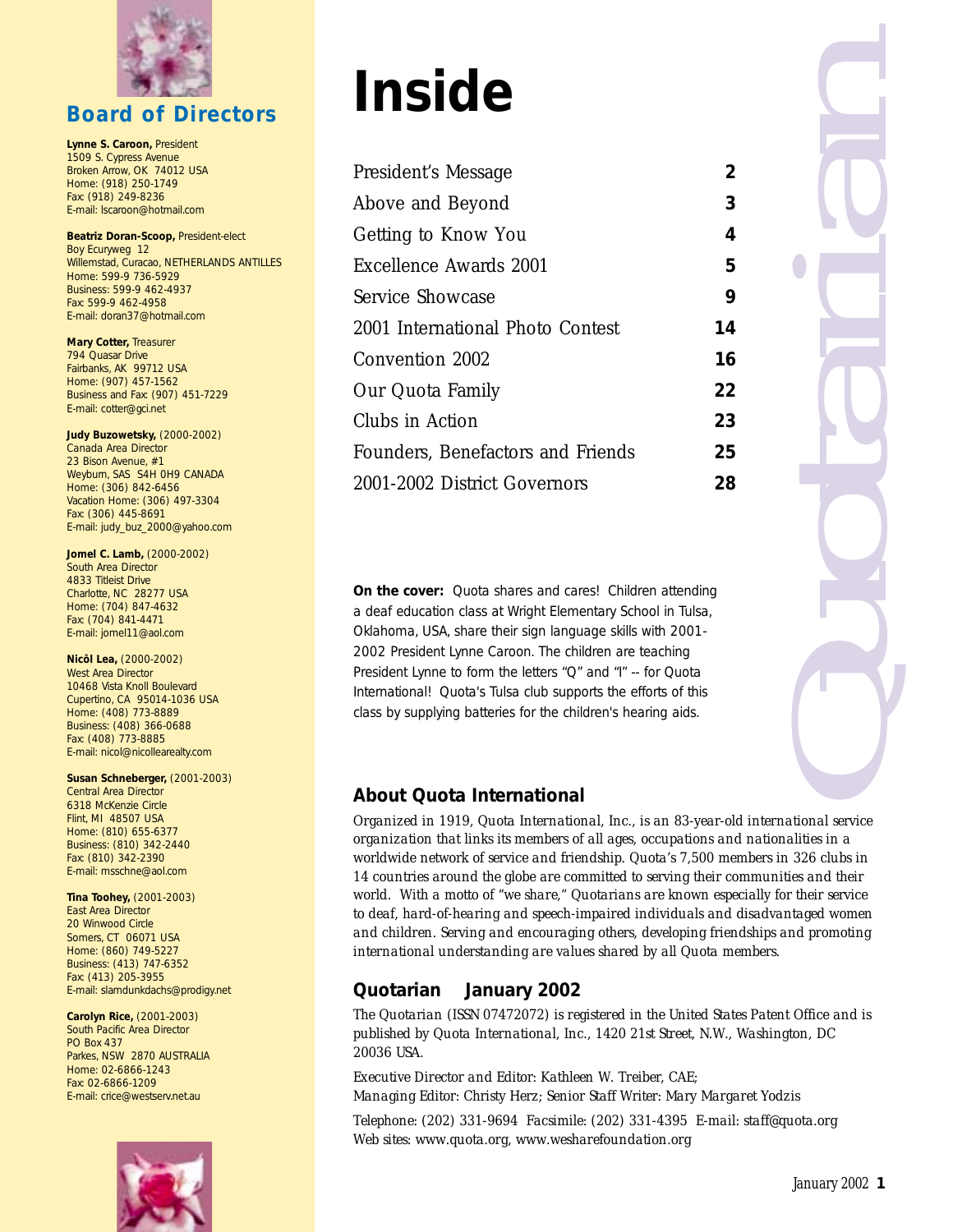## Board of Directors

**Lynne S. Caroon,** President
1509 S. Cypress Avenue
Broken Arrow, OK 74012 USA
Home: (918) 250-1749
Fax: (918) 249-8236
E-mail: lscaroon@hotmail.com

**Beatriz Doran-Scoop,** President-elect
Boy Ecuryweg 12
Willemstad, Curacao, NETHERLANDS ANTILLES
Home: 599-9 736-5929
Business: 599-9 462-4937
Fax: 599-9 462-4958
E-mail: doran37@hotmail.com

**Mary Cotter,** Treasurer
794 Quasar Drive
Fairbanks, AK 99712 USA
Home: (907) 457-1562
Business and Fax: (907) 451-7229
E-mail: cotter@gci.net

**Judy Buzowetsky,** (2000-2002)
Canada Area Director
23 Bison Avenue, #1
Weyburn, SAS S4H 0H9 CANADA
Home: (306) 842-6456
Vacation Home: (306) 497-3304
Fax: (306) 445-8691
E-mail: judy_buz_2000@yahoo.com

**Jomel C. Lamb,** (2000-2002)
South Area Director
4833 Titleist Drive
Charlotte, NC 28277 USA
Home: (704) 847-4632
Fax: (704) 841-4471
E-mail: jomel11@aol.com

**Nicôl Lea,** (2000-2002)
West Area Director
10468 Vista Knoll Boulevard
Cupertino, CA 95014-1036 USA
Home: (408) 773-8889
Business: (408) 366-0688
Fax: (408) 773-8885
E-mail: nicol@nicollearealty.com

**Susan Schneberger,** (2001-2003)
Central Area Director
6318 McKenzie Circle
Flint, MI 48507 USA
Home: (810) 655-6377
Business: (810) 342-2440
Fax: (810) 342-2390
E-mail: msschne@aol.com

**Tina Toohey,** (2001-2003)
East Area Director
20 Winwood Circle
Somers, CT 06071 USA
Home: (860) 749-5227
Business: (413) 747-6352
Fax: (413) 205-3955
E-mail: slamdunkdachs@prodigy.net

**Carolyn Rice,** (2001-2003)
South Pacific Area Director
PO Box 437
Parkes, NSW 2870 AUSTRALIA
Home: 02-6866-1243
Fax: 02-6866-1209
E-mail: crice@westserv.net.au

# Inside

| | |
|---|---|
| President's Message | 2 |
| Above and Beyond | 3 |
| Getting to Know You | 4 |
| Excellence Awards 2001 | 5 |
| Service Showcase | 9 |
| 2001 International Photo Contest | 14 |
| Convention 2002 | 16 |
| Our Quota Family | 22 |
| Clubs in Action | 23 |
| Founders, Benefactors and Friends | 25 |
| 2001-2002 District Governors | 28 |

**On the cover:** Quota shares and cares! Children attending a deaf education class at Wright Elementary School in Tulsa, Oklahoma, USA, share their sign language skills with 2001-2002 President Lynne Caroon. The children are teaching President Lynne to form the letters "Q" and "I" -- for Quota International! Quota's Tulsa club supports the efforts of this class by supplying batteries for the children's hearing aids.

### About Quota International

*Organized in 1919, Quota International, Inc., is an 83-year-old international service organization that links its members of all ages, occupations and nationalities in a worldwide network of service and friendship. Quota's 7,500 members in 326 clubs in 14 countries around the globe are committed to serving their communities and their world. With a motto of "we share," Quotarians are known especially for their service to deaf, hard-of-hearing and speech-impaired individuals and disadvantaged women and children. Serving and encouraging others, developing friendships and promoting international understanding are values shared by all Quota members.*

### Quotarian January 2002

*The Quotarian (ISSN 07472072) is registered in the United States Patent Office and is published by Quota International, Inc., 1420 21st Street, N.W., Washington, DC 20036 USA.*

*Executive Director and Editor: Kathleen W. Treiber, CAE;*
*Managing Editor: Christy Herz; Senior Staff Writer: Mary Margaret Yodzis*

*Telephone: (202) 331-9694 Facsimile: (202) 331-4395 E-mail: staff@quota.org*
*Web sites: www.quota.org, www.wesharefoundation.org*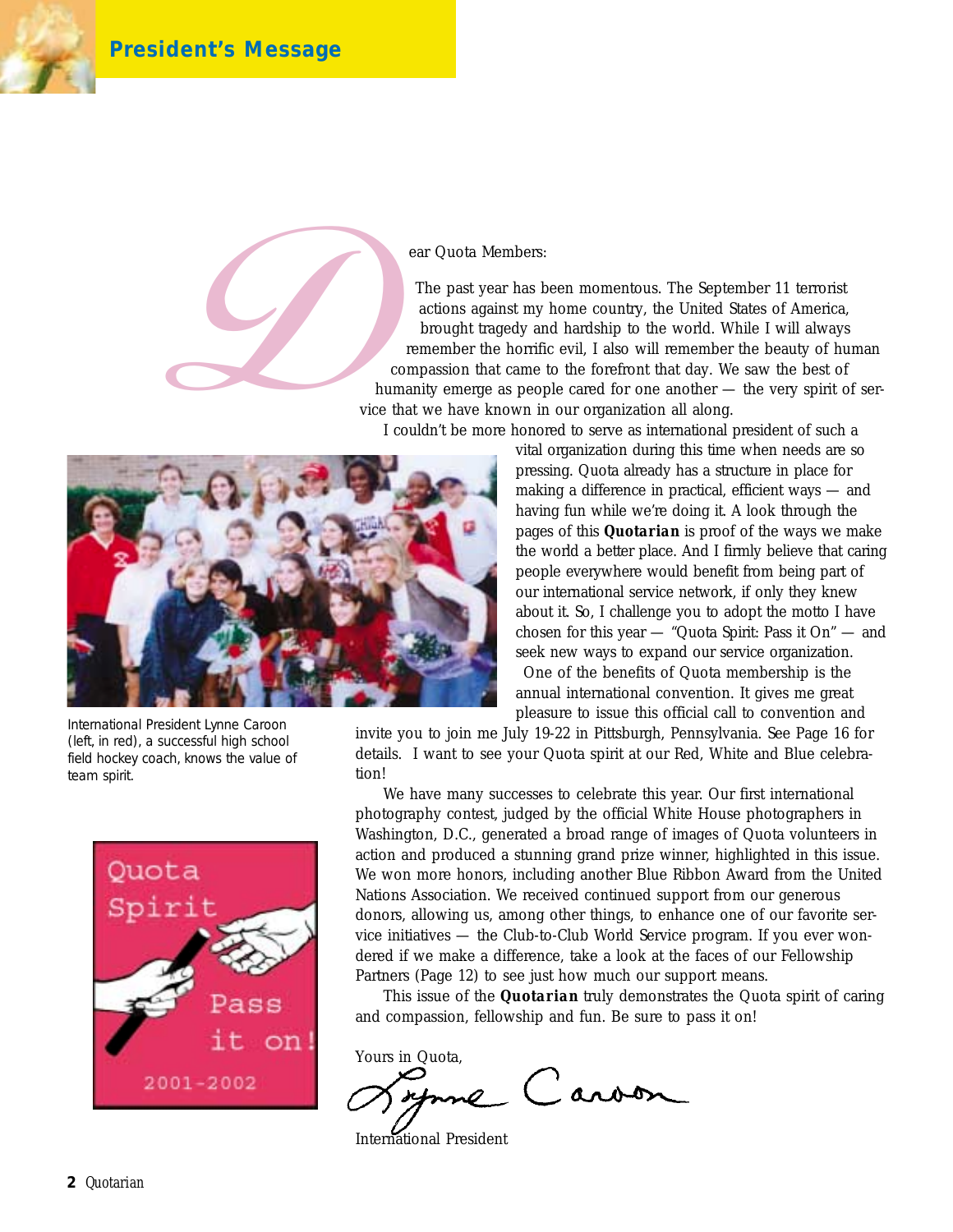# President's Message

Dear Quota Members:

The past year has been momentous. The September 11 terrorist actions against my home country, the United States of America, brought tragedy and hardship to the world. While I will always remember the horrific evil, I also will remember the beauty of human compassion that came to the forefront that day. We saw the best of humanity emerge as people cared for one another — the very spirit of service that we have known in our organization all along.

I couldn't be more honored to serve as international president of such a vital organization during this time when needs are so pressing. Quota already has a structure in place for making a difference in practical, efficient ways — and having fun while we're doing it. A look through the pages of this **Quotarian** is proof of the ways we make the world a better place. And I firmly believe that caring people everywhere would benefit from being part of our international service network, if only they knew about it. So, I challenge you to adopt the motto I have chosen for this year — "Quota Spirit: Pass it On" — and seek new ways to expand our service organization.

International President Lynne Caroon (left, in red), a successful high school field hockey coach, knows the value of team spirit.

One of the benefits of Quota membership is the annual international convention. It gives me great pleasure to issue this official call to convention and invite you to join me July 19-22 in Pittsburgh, Pennsylvania. See Page 16 for details. I want to see your Quota spirit at our Red, White and Blue celebration!

We have many successes to celebrate this year. Our first international photography contest, judged by the official White House photographers in Washington, D.C., generated a broad range of images of Quota volunteers in action and produced a stunning grand prize winner, highlighted in this issue. We won more honors, including another Blue Ribbon Award from the United Nations Association. We received continued support from our generous donors, allowing us, among other things, to enhance one of our favorite service initiatives — the Club-to-Club World Service program. If you ever wondered if we make a difference, take a look at the faces of our Fellowship Partners (Page 12) to see just how much our support means.

This issue of the **Quotarian** truly demonstrates the Quota spirit of caring and compassion, fellowship and fun. Be sure to pass it on!

Quota Spirit  
Pass it on!  
2001-2002

Yours in Quota,

Lynne Caroon

International President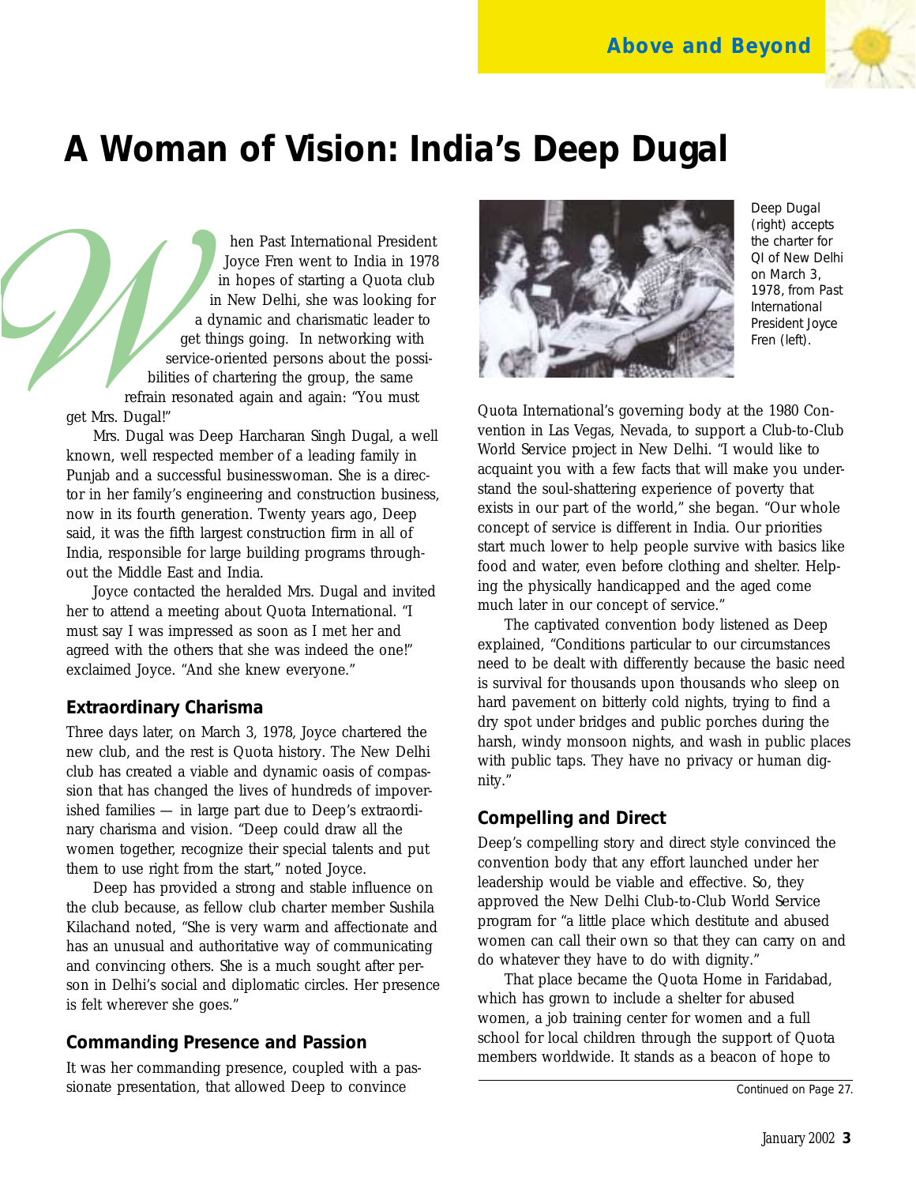# A Woman of Vision: India's Deep Dugal

When Past International President Joyce Fren went to India in 1978 in hopes of starting a Quota club in New Delhi, she was looking for a dynamic and charismatic leader to get things going. In networking with service-oriented persons about the possibilities of chartering the group, the same refrain resonated again and again: "You must get Mrs. Dugal!"

Mrs. Dugal was Deep Harcharan Singh Dugal, a well known, well respected member of a leading family in Punjab and a successful businesswoman. She is a director in her family's engineering and construction business, now in its fourth generation. Twenty years ago, Deep said, it was the fifth largest construction firm in all of India, responsible for large building programs throughout the Middle East and India.

Joyce contacted the heralded Mrs. Dugal and invited her to attend a meeting about Quota International. "I must say I was impressed as soon as I met her and agreed with the others that she was indeed the one!" exclaimed Joyce. "And she knew everyone."

## Extraordinary Charisma

Three days later, on March 3, 1978, Joyce chartered the new club, and the rest is Quota history. The New Delhi club has created a viable and dynamic oasis of compassion that has changed the lives of hundreds of impoverished families — in large part due to Deep's extraordinary charisma and vision. "Deep could draw all the women together, recognize their special talents and put them to use right from the start," noted Joyce.

Deep has provided a strong and stable influence on the club because, as fellow club charter member Sushila Kilachand noted, "She is very warm and affectionate and has an unusual and authoritative way of communicating and convincing others. She is a much sought after person in Delhi's social and diplomatic circles. Her presence is felt wherever she goes."

## Commanding Presence and Passion

It was her commanding presence, coupled with a passionate presentation, that allowed Deep to convince Quota International's governing body at the 1980 Convention in Las Vegas, Nevada, to support a Club-to-Club World Service project in New Delhi. "I would like to acquaint you with a few facts that will make you understand the soul-shattering experience of poverty that exists in our part of the world," she began. "Our whole concept of service is different in India. Our priorities start much lower to help people survive with basics like food and water, even before clothing and shelter. Helping the physically handicapped and the aged come much later in our concept of service."

Deep Dugal (right) accepts the charter for QI of New Delhi on March 3, 1978, from Past International President Joyce Fren (left).

The captivated convention body listened as Deep explained, "Conditions particular to our circumstances need to be dealt with differently because the basic need is survival for thousands upon thousands who sleep on hard pavement on bitterly cold nights, trying to find a dry spot under bridges and public porches during the harsh, windy monsoon nights, and wash in public places with public taps. They have no privacy or human dignity."

## Compelling and Direct

Deep's compelling story and direct style convinced the convention body that any effort launched under her leadership would be viable and effective. So, they approved the New Delhi Club-to-Club World Service program for "a little place which destitute and abused women can call their own so that they can carry on and do whatever they have to do with dignity."

That place became the Quota Home in Faridabad, which has grown to include a shelter for abused women, a job training center for women and a full school for local children through the support of Quota members worldwide. It stands as a beacon of hope to

Continued on Page 27.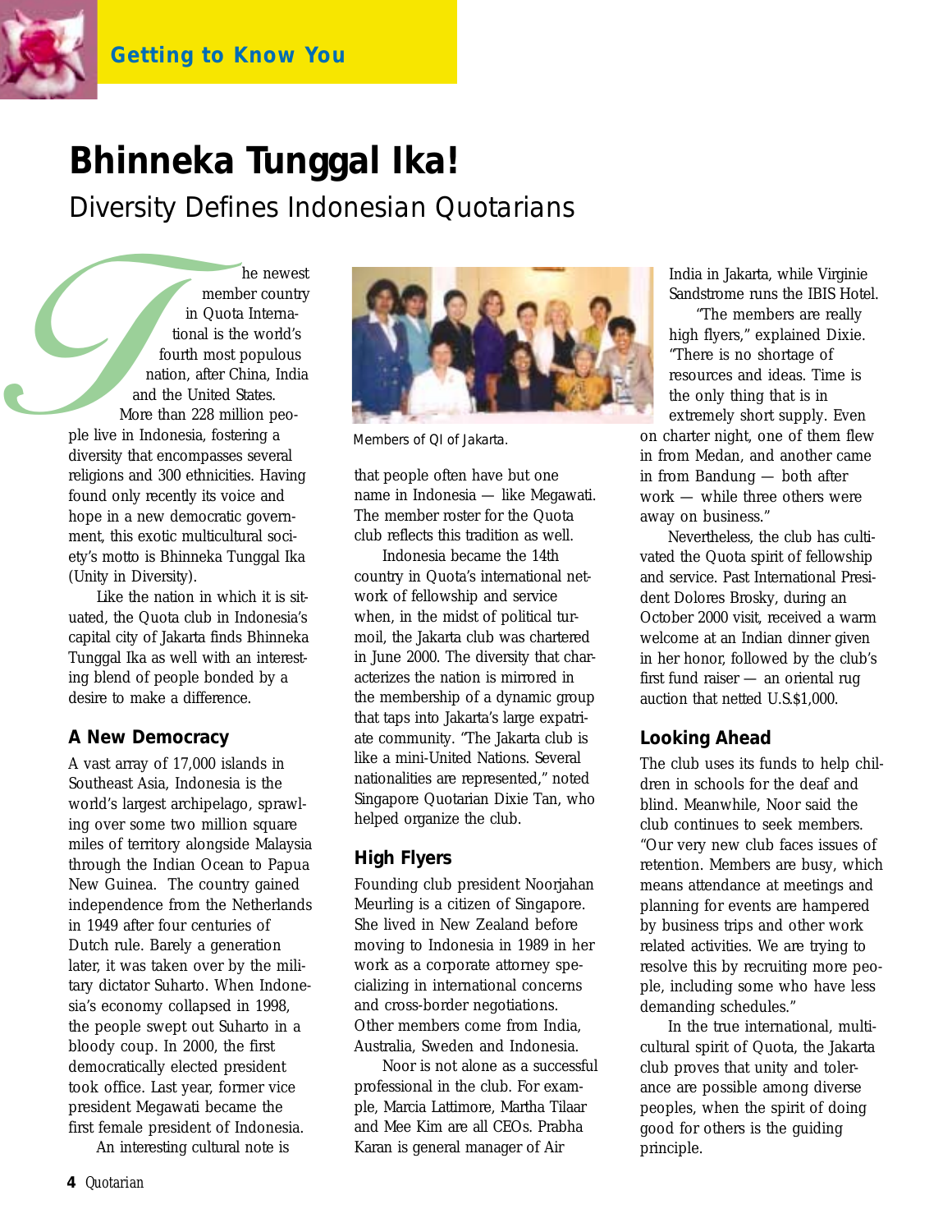Getting to Know You

# Bhinneka Tunggal Ika!

## Diversity Defines Indonesian Quotarians

The newest member country in Quota International is the world's fourth most populous nation, after China, India and the United States. More than 228 million people live in Indonesia, fostering a diversity that encompasses several religions and 300 ethnicities. Having found only recently its voice and hope in a new democratic government, this exotic multicultural society's motto is Bhinneka Tunggal Ika (Unity in Diversity).

Like the nation in which it is situated, the Quota club in Indonesia's capital city of Jakarta finds Bhinneka Tunggal Ika as well with an interesting blend of people bonded by a desire to make a difference.

### A New Democracy

A vast array of 17,000 islands in Southeast Asia, Indonesia is the world's largest archipelago, sprawling over some two million square miles of territory alongside Malaysia through the Indian Ocean to Papua New Guinea. The country gained independence from the Netherlands in 1949 after four centuries of Dutch rule. Barely a generation later, it was taken over by the military dictator Suharto. When Indonesia's economy collapsed in 1998, the people swept out Suharto in a bloody coup. In 2000, the first democratically elected president took office. Last year, former vice president Megawati became the first female president of Indonesia.

An interesting cultural note is that people often have but one name in Indonesia — like Megawati. The member roster for the Quota club reflects this tradition as well.

Members of QI of Jakarta.

Indonesia became the 14th country in Quota's international network of fellowship and service when, in the midst of political turmoil, the Jakarta club was chartered in June 2000. The diversity that characterizes the nation is mirrored in the membership of a dynamic group that taps into Jakarta's large expatriate community. "The Jakarta club is like a mini-United Nations. Several nationalities are represented," noted Singapore Quotarian Dixie Tan, who helped organize the club.

### High Flyers

Founding club president Noorjahan Meurling is a citizen of Singapore. She lived in New Zealand before moving to Indonesia in 1989 in her work as a corporate attorney specializing in international concerns and cross-border negotiations. Other members come from India, Australia, Sweden and Indonesia.

Noor is not alone as a successful professional in the club. For example, Marcia Lattimore, Martha Tilaar and Mee Kim are all CEOs. Prabha Karan is general manager of Air India in Jakarta, while Virginie Sandstrome runs the IBIS Hotel.

"The members are really high flyers," explained Dixie. "There is no shortage of resources and ideas. Time is the only thing that is in extremely short supply. Even on charter night, one of them flew in from Medan, and another came in from Bandung — both after work — while three others were away on business."

Nevertheless, the club has cultivated the Quota spirit of fellowship and service. Past International President Dolores Brosky, during an October 2000 visit, received a warm welcome at an Indian dinner given in her honor, followed by the club's first fund raiser — an oriental rug auction that netted U.S.$1,000.

### Looking Ahead

The club uses its funds to help children in schools for the deaf and blind. Meanwhile, Noor said the club continues to seek members. "Our very new club faces issues of retention. Members are busy, which means attendance at meetings and planning for events are hampered by business trips and other work related activities. We are trying to resolve this by recruiting more people, including some who have less demanding schedules."

In the true international, multicultural spirit of Quota, the Jakarta club proves that unity and tolerance are possible among diverse peoples, when the spirit of doing good for others is the guiding principle.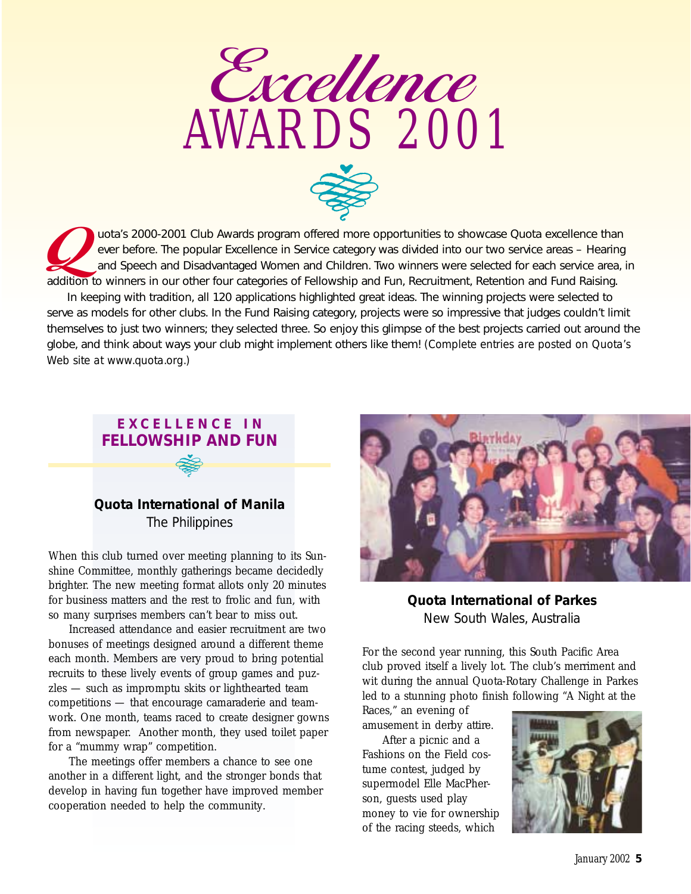# *Excellence* AWARDS 2001

Quota's 2000-2001 Club Awards program offered more opportunities to showcase Quota excellence than ever before. The popular Excellence in Service category was divided into our two service areas – Hearing and Speech and Disadvantaged Women and Children. Two winners were selected for each service area, in addition to winners in our other four categories of Fellowship and Fun, Recruitment, Retention and Fund Raising.

In keeping with tradition, all 120 applications highlighted great ideas. The winning projects were selected to serve as models for other clubs. In the Fund Raising category, projects were so impressive that judges couldn't limit themselves to just two winners; they selected three. So enjoy this glimpse of the best projects carried out around the globe, and think about ways your club might implement others like them! *(Complete entries are posted on Quota's Web site at www.quota.org.)*

## EXCELLENCE IN FELLOWSHIP AND FUN

### Quota International of Manila
The Philippines

When this club turned over meeting planning to its Sunshine Committee, monthly gatherings became decidedly brighter. The new meeting format allots only 20 minutes for business matters and the rest to frolic and fun, with so many surprises members can't bear to miss out.

Increased attendance and easier recruitment are two bonuses of meetings designed around a different theme each month. Members are very proud to bring potential recruits to these lively events of group games and puzzles — such as impromptu skits or lighthearted team competitions — that encourage camaraderie and teamwork. One month, teams raced to create designer gowns from newspaper. Another month, they used toilet paper for a "mummy wrap" competition.

The meetings offer members a chance to see one another in a different light, and the stronger bonds that develop in having fun together have improved member cooperation needed to help the community.

### Quota International of Parkes
New South Wales, Australia

For the second year running, this South Pacific Area club proved itself a lively lot. The club's merriment and wit during the annual Quota-Rotary Challenge in Parkes led to a stunning photo finish following "A Night at the Races," an evening of amusement in derby attire.

After a picnic and a Fashions on the Field costume contest, judged by supermodel Elle MacPherson, guests used play money to vie for ownership of the racing steeds, which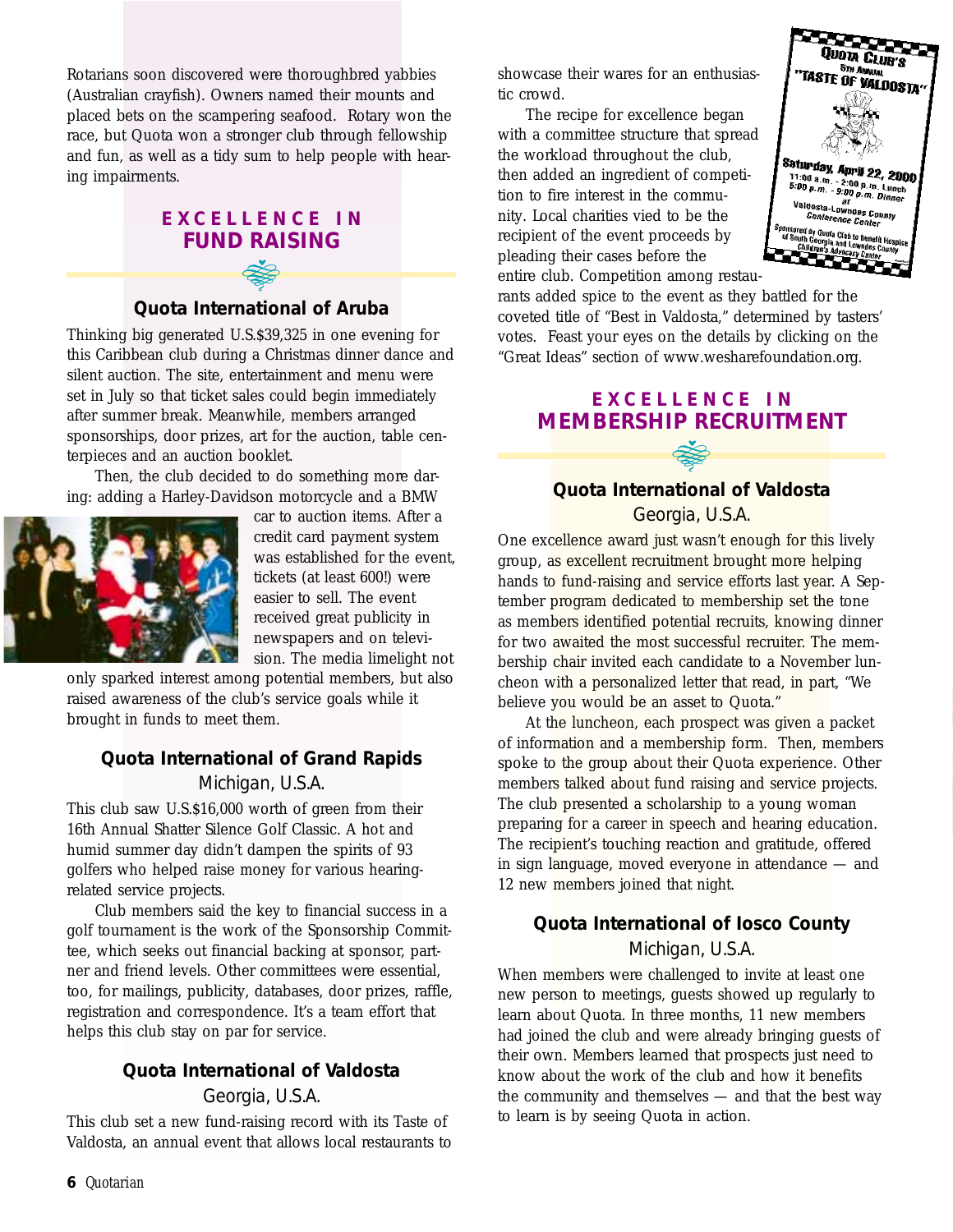Rotarians soon discovered were thoroughbred yabbies (Australian crayfish). Owners named their mounts and placed bets on the scampering seafood. Rotary won the race, but Quota won a stronger club through fellowship and fun, as well as a tidy sum to help people with hearing impairments.

## EXCELLENCE IN FUND RAISING

### Quota International of Aruba

Thinking big generated U.S.$39,325 in one evening for this Caribbean club during a Christmas dinner dance and silent auction. The site, entertainment and menu were set in July so that ticket sales could begin immediately after summer break. Meanwhile, members arranged sponsorships, door prizes, art for the auction, table centerpieces and an auction booklet.

Then, the club decided to do something more daring: adding a Harley-Davidson motorcycle and a BMW car to auction items. After a credit card payment system was established for the event, tickets (at least 600!) were easier to sell. The event received great publicity in newspapers and on television. The media limelight not only sparked interest among potential members, but also raised awareness of the club's service goals while it brought in funds to meet them.

### Quota International of Grand Rapids

Michigan, U.S.A.

This club saw U.S.$16,000 worth of green from their 16th Annual Shatter Silence Golf Classic. A hot and humid summer day didn't dampen the spirits of 93 golfers who helped raise money for various hearing-related service projects.

Club members said the key to financial success in a golf tournament is the work of the Sponsorship Committee, which seeks out financial backing at sponsor, partner and friend levels. Other committees were essential, too, for mailings, publicity, databases, door prizes, raffle, registration and correspondence. It's a team effort that helps this club stay on par for service.

### Quota International of Valdosta

Georgia, U.S.A.

This club set a new fund-raising record with its Taste of Valdosta, an annual event that allows local restaurants to showcase their wares for an enthusiastic crowd.

The recipe for excellence began with a committee structure that spread the workload throughout the club, then added an ingredient of competition to fire interest in the community. Local charities vied to be the recipient of the event proceeds by pleading their cases before the entire club. Competition among restaurants added spice to the event as they battled for the coveted title of "Best in Valdosta," determined by tasters' votes. Feast your eyes on the details by clicking on the "Great Ideas" section of www.wesharefoundation.org.

## EXCELLENCE IN MEMBERSHIP RECRUITMENT

### Quota International of Valdosta

Georgia, U.S.A.

One excellence award just wasn't enough for this lively group, as excellent recruitment brought more helping hands to fund-raising and service efforts last year. A September program dedicated to membership set the tone as members identified potential recruits, knowing dinner for two awaited the most successful recruiter. The membership chair invited each candidate to a November luncheon with a personalized letter that read, in part, "We believe you would be an asset to Quota."

At the luncheon, each prospect was given a packet of information and a membership form. Then, members spoke to the group about their Quota experience. Other members talked about fund raising and service projects. The club presented a scholarship to a young woman preparing for a career in speech and hearing education. The recipient's touching reaction and gratitude, offered in sign language, moved everyone in attendance — and 12 new members joined that night.

### Quota International of Iosco County

Michigan, U.S.A.

When members were challenged to invite at least one new person to meetings, guests showed up regularly to learn about Quota. In three months, 11 new members had joined the club and were already bringing guests of their own. Members learned that prospects just need to know about the work of the club and how it benefits the community and themselves — and that the best way to learn is by seeing Quota in action.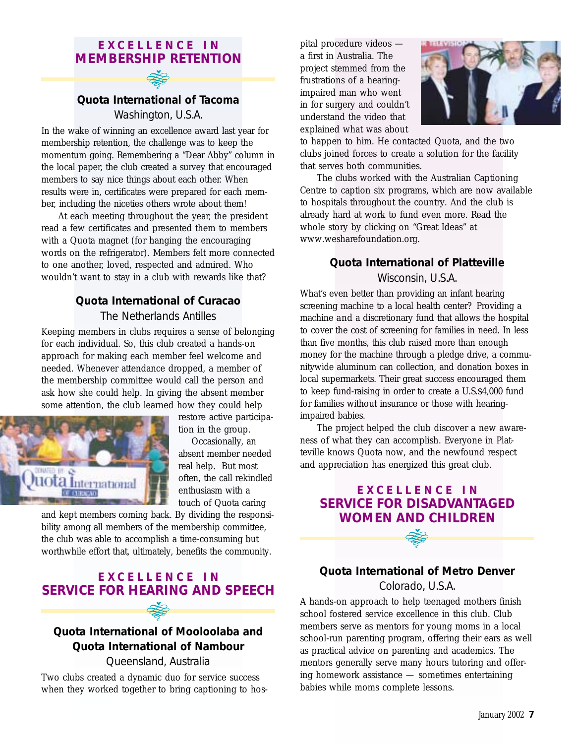## EXCELLENCE IN MEMBERSHIP RETENTION

### Quota International of Tacoma
Washington, U.S.A.

In the wake of winning an excellence award last year for membership retention, the challenge was to keep the momentum going. Remembering a "Dear Abby" column in the local paper, the club created a survey that encouraged members to say nice things about each other. When results were in, certificates were prepared for each member, including the niceties others wrote about them!

At each meeting throughout the year, the president read a few certificates and presented them to members with a Quota magnet (for hanging the encouraging words on the refrigerator). Members felt more connected to one another, loved, respected and admired. Who wouldn't want to stay in a club with rewards like that?

### Quota International of Curacao
The Netherlands Antilles

Keeping members in clubs requires a sense of belonging for each individual. So, this club created a hands-on approach for making each member feel welcome and needed. Whenever attendance dropped, a member of the membership committee would call the person and ask how she could help. In giving the absent member some attention, the club learned how they could help restore active participation in the group.

Occasionally, an absent member needed real help. But most often, the call rekindled enthusiasm with a touch of Quota caring and kept members coming back. By dividing the responsibility among all members of the membership committee, the club was able to accomplish a time-consuming but worthwhile effort that, ultimately, benefits the community.

## EXCELLENCE IN SERVICE FOR HEARING AND SPEECH

### Quota International of Mooloolaba and Quota International of Nambour
Queensland, Australia

Two clubs created a dynamic duo for service success when they worked together to bring captioning to hospital procedure videos — a first in Australia. The project stemmed from the frustrations of a hearing-impaired man who went in for surgery and couldn't understand the video that explained what was about to happen to him. He contacted Quota, and the two clubs joined forces to create a solution for the facility that serves both communities.

The clubs worked with the Australian Captioning Centre to caption six programs, which are now available to hospitals throughout the country. And the club is already hard at work to fund even more. Read the whole story by clicking on "Great Ideas" at www.wesharefoundation.org.

### Quota International of Platteville
Wisconsin, U.S.A.

What's even better than providing an infant hearing screening machine to a local health center? Providing a machine and a discretionary fund that allows the hospital to cover the cost of screening for families in need. In less than five months, this club raised more than enough money for the machine through a pledge drive, a communitywide aluminum can collection, and donation boxes in local supermarkets. Their great success encouraged them to keep fund-raising in order to create a U.S.$4,000 fund for families without insurance or those with hearing-impaired babies.

The project helped the club discover a new awareness of what they can accomplish. Everyone in Platteville knows Quota now, and the newfound respect and appreciation has energized this great club.

## EXCELLENCE IN SERVICE FOR DISADVANTAGED WOMEN AND CHILDREN

### Quota International of Metro Denver
Colorado, U.S.A.

A hands-on approach to help teenaged mothers finish school fostered service excellence in this club. Club members serve as mentors for young moms in a local school-run parenting program, offering their ears as well as practical advice on parenting and academics. The mentors generally serve many hours tutoring and offering homework assistance — sometimes entertaining babies while moms complete lessons.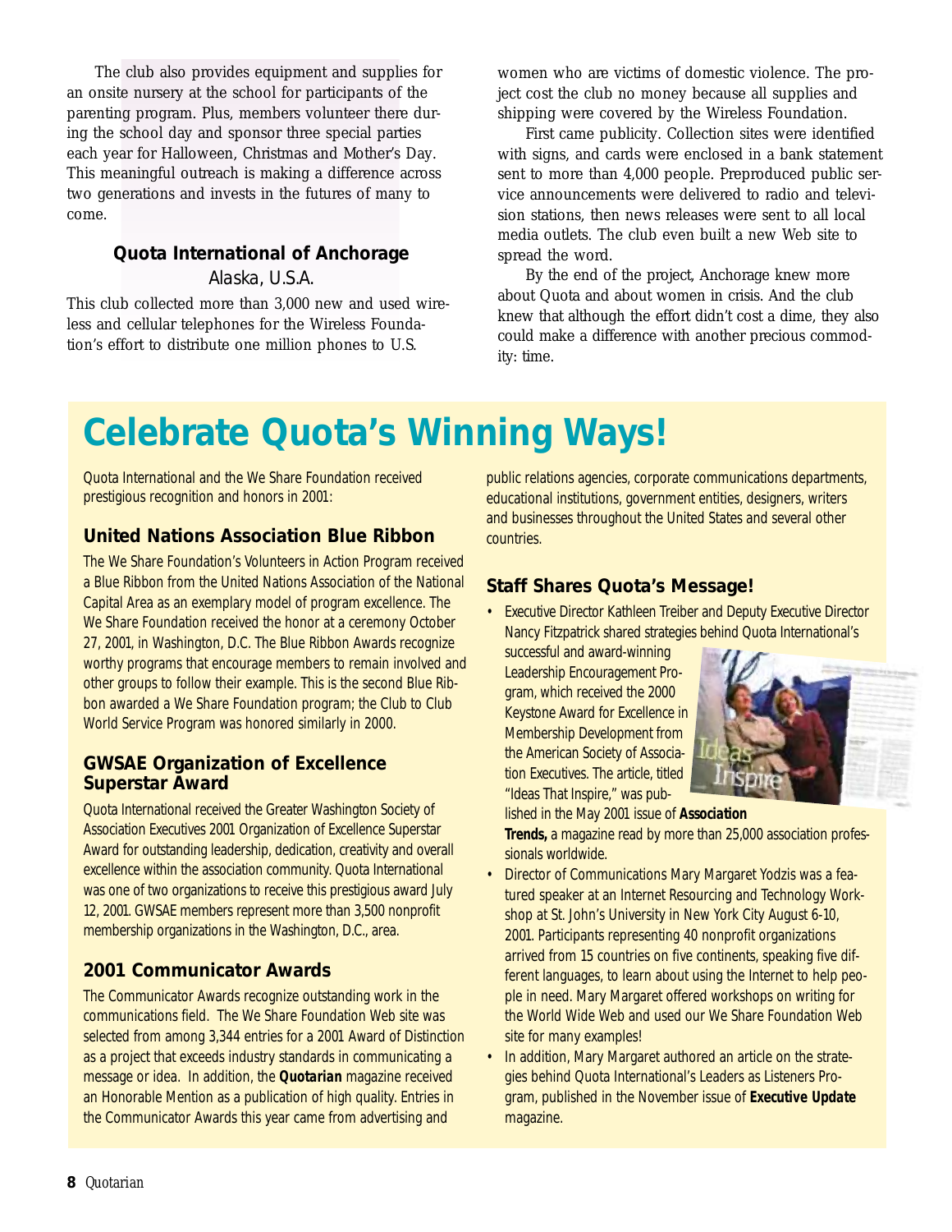The club also provides equipment and supplies for an onsite nursery at the school for participants of the parenting program. Plus, members volunteer there during the school day and sponsor three special parties each year for Halloween, Christmas and Mother's Day. This meaningful outreach is making a difference across two generations and invests in the futures of many to come.

### Quota International of Anchorage

Alaska, U.S.A.

This club collected more than 3,000 new and used wireless and cellular telephones for the Wireless Foundation's effort to distribute one million phones to U.S. women who are victims of domestic violence. The project cost the club no money because all supplies and shipping were covered by the Wireless Foundation.

First came publicity. Collection sites were identified with signs, and cards were enclosed in a bank statement sent to more than 4,000 people. Preproduced public service announcements were delivered to radio and television stations, then news releases were sent to all local media outlets. The club even built a new Web site to spread the word.

By the end of the project, Anchorage knew more about Quota and about women in crisis. And the club knew that although the effort didn't cost a dime, they also could make a difference with another precious commodity: time.

# Celebrate Quota's Winning Ways!

Quota International and the We Share Foundation received prestigious recognition and honors in 2001:

### United Nations Association Blue Ribbon

The We Share Foundation's Volunteers in Action Program received a Blue Ribbon from the United Nations Association of the National Capital Area as an exemplary model of program excellence. The We Share Foundation received the honor at a ceremony October 27, 2001, in Washington, D.C. The Blue Ribbon Awards recognize worthy programs that encourage members to remain involved and other groups to follow their example. This is the second Blue Ribbon awarded a We Share Foundation program; the Club to Club World Service Program was honored similarly in 2000.

### GWSAE Organization of Excellence Superstar Award

Quota International received the Greater Washington Society of Association Executives 2001 Organization of Excellence Superstar Award for outstanding leadership, dedication, creativity and overall excellence within the association community. Quota International was one of two organizations to receive this prestigious award July 12, 2001. GWSAE members represent more than 3,500 nonprofit membership organizations in the Washington, D.C., area.

### 2001 Communicator Awards

The Communicator Awards recognize outstanding work in the communications field. The We Share Foundation Web site was selected from among 3,344 entries for a 2001 Award of Distinction as a project that exceeds industry standards in communicating a message or idea. In addition, the **Quotarian** magazine received an Honorable Mention as a publication of high quality. Entries in the Communicator Awards this year came from advertising and public relations agencies, corporate communications departments, educational institutions, government entities, designers, writers and businesses throughout the United States and several other countries.

### Staff Shares Quota's Message!

- Executive Director Kathleen Treiber and Deputy Executive Director Nancy Fitzpatrick shared strategies behind Quota International's successful and award-winning Leadership Encouragement Program, which received the 2000 Keystone Award for Excellence in Membership Development from the American Society of Association Executives. The article, titled "Ideas That Inspire," was published in the May 2001 issue of **Association Trends,** a magazine read by more than 25,000 association professionals worldwide.
- Director of Communications Mary Margaret Yodzis was a featured speaker at an Internet Resourcing and Technology Workshop at St. John's University in New York City August 6-10, 2001. Participants representing 40 nonprofit organizations arrived from 15 countries on five continents, speaking five different languages, to learn about using the Internet to help people in need. Mary Margaret offered workshops on writing for the World Wide Web and used our We Share Foundation Web site for many examples!
- In addition, Mary Margaret authored an article on the strategies behind Quota International's Leaders as Listeners Program, published in the November issue of **Executive Update** magazine.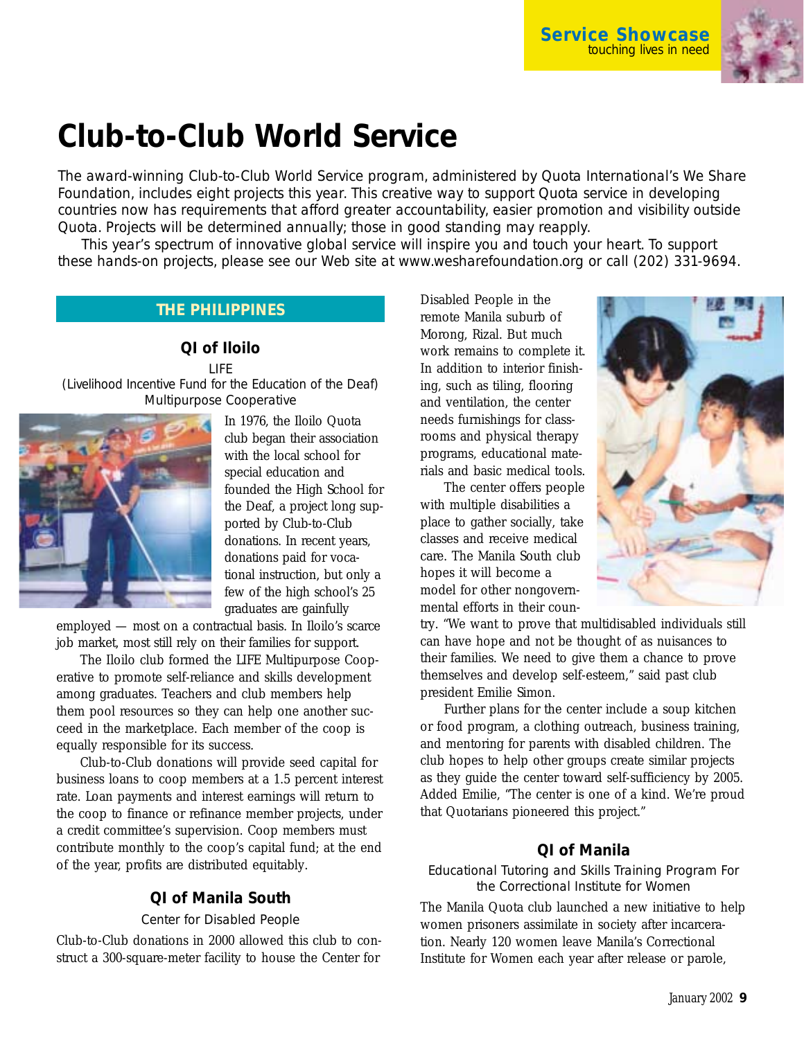# Club-to-Club World Service

The award-winning Club-to-Club World Service program, administered by Quota International's We Share Foundation, includes eight projects this year. This creative way to support Quota service in developing countries now has requirements that afford greater accountability, easier promotion and visibility outside Quota. Projects will be determined annually; those in good standing may reapply.

This year's spectrum of innovative global service will inspire you and touch your heart. To support these hands-on projects, please see our Web site at www.wesharefoundation.org or call (202) 331-9694.

## THE PHILIPPINES

### QI of Iloilo

LIFE
(Livelihood Incentive Fund for the Education of the Deaf)
Multipurpose Cooperative

In 1976, the Iloilo Quota club began their association with the local school for special education and founded the High School for the Deaf, a project long supported by Club-to-Club donations. In recent years, donations paid for vocational instruction, but only a few of the high school's 25 graduates are gainfully employed — most on a contractual basis. In Iloilo's scarce job market, most still rely on their families for support.

The Iloilo club formed the LIFE Multipurpose Cooperative to promote self-reliance and skills development among graduates. Teachers and club members help them pool resources so they can help one another succeed in the marketplace. Each member of the coop is equally responsible for its success.

Club-to-Club donations will provide seed capital for business loans to coop members at a 1.5 percent interest rate. Loan payments and interest earnings will return to the coop to finance or refinance member projects, under a credit committee's supervision. Coop members must contribute monthly to the coop's capital fund; at the end of the year, profits are distributed equitably.

### QI of Manila South

Center for Disabled People

Club-to-Club donations in 2000 allowed this club to construct a 300-square-meter facility to house the Center for Disabled People in the remote Manila suburb of Morong, Rizal. But much work remains to complete it. In addition to interior finishing, such as tiling, flooring and ventilation, the center needs furnishings for classrooms and physical therapy programs, educational materials and basic medical tools.

The center offers people with multiple disabilities a place to gather socially, take classes and receive medical care. The Manila South club hopes it will become a model for other nongovernmental efforts in their country. "We want to prove that multidisabled individuals still can have hope and not be thought of as nuisances to their families. We need to give them a chance to prove themselves and develop self-esteem," said past club president Emilie Simon.

Further plans for the center include a soup kitchen or food program, a clothing outreach, business training, and mentoring for parents with disabled children. The club hopes to help other groups create similar projects as they guide the center toward self-sufficiency by 2005. Added Emilie, "The center is one of a kind. We're proud that Quotarians pioneered this project."

### QI of Manila

Educational Tutoring and Skills Training Program For the Correctional Institute for Women

The Manila Quota club launched a new initiative to help women prisoners assimilate in society after incarceration. Nearly 120 women leave Manila's Correctional Institute for Women each year after release or parole,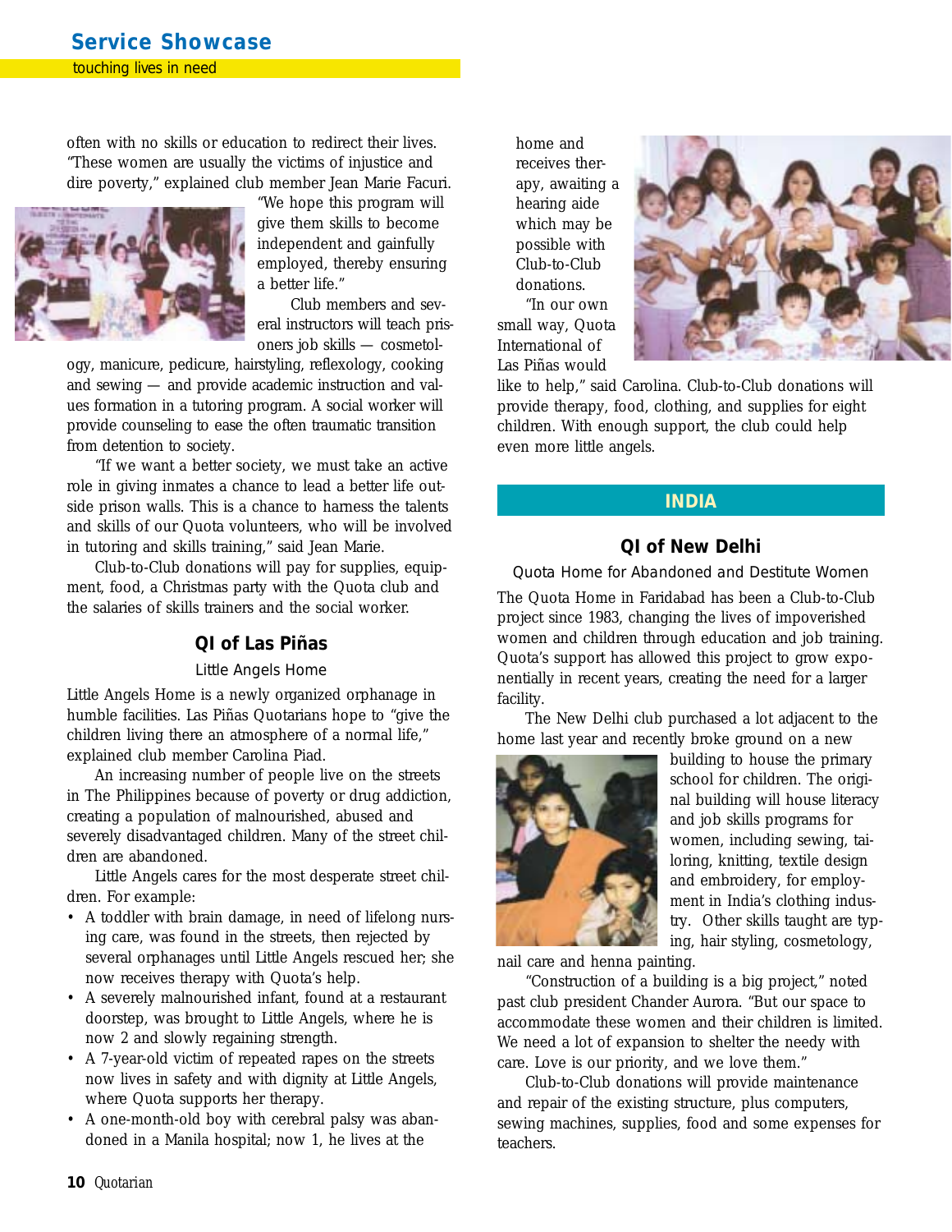often with no skills or education to redirect their lives. "These women are usually the victims of injustice and dire poverty," explained club member Jean Marie Facuri. "We hope this program will give them skills to become independent and gainfully employed, thereby ensuring a better life."

Club members and several instructors will teach prisoners job skills — cosmetology, manicure, pedicure, hairstyling, reflexology, cooking and sewing — and provide academic instruction and values formation in a tutoring program. A social worker will provide counseling to ease the often traumatic transition from detention to society.

"If we want a better society, we must take an active role in giving inmates a chance to lead a better life outside prison walls. This is a chance to harness the talents and skills of our Quota volunteers, who will be involved in tutoring and skills training," said Jean Marie.

Club-to-Club donations will pay for supplies, equipment, food, a Christmas party with the Quota club and the salaries of skills trainers and the social worker.

### QI of Las Piñas

Little Angels Home

Little Angels Home is a newly organized orphanage in humble facilities. Las Piñas Quotarians hope to "give the children living there an atmosphere of a normal life," explained club member Carolina Piad.

An increasing number of people live on the streets in The Philippines because of poverty or drug addiction, creating a population of malnourished, abused and severely disadvantaged children. Many of the street children are abandoned.

Little Angels cares for the most desperate street children. For example:

- A toddler with brain damage, in need of lifelong nursing care, was found in the streets, then rejected by several orphanages until Little Angels rescued her; she now receives therapy with Quota's help.
- A severely malnourished infant, found at a restaurant doorstep, was brought to Little Angels, where he is now 2 and slowly regaining strength.
- A 7-year-old victim of repeated rapes on the streets now lives in safety and with dignity at Little Angels, where Quota supports her therapy.
- A one-month-old boy with cerebral palsy was abandoned in a Manila hospital; now 1, he lives at the home and receives therapy, awaiting a hearing aide which may be possible with Club-to-Club donations.

"In our own small way, Quota International of Las Piñas would like to help," said Carolina. Club-to-Club donations will provide therapy, food, clothing, and supplies for eight children. With enough support, the club could help even more little angels.

## INDIA

### QI of New Delhi

Quota Home for Abandoned and Destitute Women

The Quota Home in Faridabad has been a Club-to-Club project since 1983, changing the lives of impoverished women and children through education and job training. Quota's support has allowed this project to grow exponentially in recent years, creating the need for a larger facility.

The New Delhi club purchased a lot adjacent to the home last year and recently broke ground on a new building to house the primary school for children. The original building will house literacy and job skills programs for women, including sewing, tailoring, knitting, textile design and embroidery, for employment in India's clothing industry. Other skills taught are typing, hair styling, cosmetology, nail care and henna painting.

"Construction of a building is a big project," noted past club president Chander Aurora. "But our space to accommodate these women and their children is limited. We need a lot of expansion to shelter the needy with care. Love is our priority, and we love them."

Club-to-Club donations will provide maintenance and repair of the existing structure, plus computers, sewing machines, supplies, food and some expenses for teachers.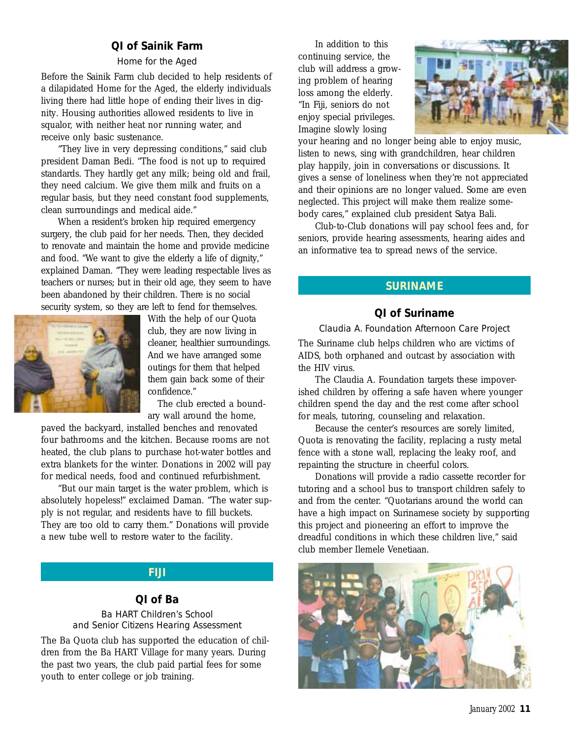### QI of Sainik Farm

Home for the Aged

Before the Sainik Farm club decided to help residents of a dilapidated Home for the Aged, the elderly individuals living there had little hope of ending their lives in dignity. Housing authorities allowed residents to live in squalor, with neither heat nor running water, and receive only basic sustenance.

"They live in very depressing conditions," said club president Daman Bedi. "The food is not up to required standards. They hardly get any milk; being old and frail, they need calcium. We give them milk and fruits on a regular basis, but they need constant food supplements, clean surroundings and medical aide."

When a resident's broken hip required emergency surgery, the club paid for her needs. Then, they decided to renovate and maintain the home and provide medicine and food. "We want to give the elderly a life of dignity," explained Daman. "They were leading respectable lives as teachers or nurses; but in their old age, they seem to have been abandoned by their children. There is no social security system, so they are left to fend for themselves. With the help of our Quota club, they are now living in cleaner, healthier surroundings. And we have arranged some outings for them that helped them gain back some of their confidence."

The club erected a boundary wall around the home, paved the backyard, installed benches and renovated four bathrooms and the kitchen. Because rooms are not heated, the club plans to purchase hot-water bottles and extra blankets for the winter. Donations in 2002 will pay for medical needs, food and continued refurbishment.

"But our main target is the water problem, which is absolutely hopeless!" exclaimed Daman. "The water supply is not regular, and residents have to fill buckets. They are too old to carry them." Donations will provide a new tube well to restore water to the facility.

## FIJI

### QI of Ba

Ba HART Children's School and Senior Citizens Hearing Assessment

The Ba Quota club has supported the education of children from the Ba HART Village for many years. During the past two years, the club paid partial fees for some youth to enter college or job training.

In addition to this continuing service, the club will address a growing problem of hearing loss among the elderly. "In Fiji, seniors do not enjoy special privileges. Imagine slowly losing your hearing and no longer being able to enjoy music, listen to news, sing with grandchildren, hear children play happily, join in conversations or discussions. It gives a sense of loneliness when they're not appreciated and their opinions are no longer valued. Some are even neglected. This project will make them realize somebody cares," explained club president Satya Bali.

Club-to-Club donations will pay school fees and, for seniors, provide hearing assessments, hearing aides and an informative tea to spread news of the service.

## SURINAME

### QI of Suriname

Claudia A. Foundation Afternoon Care Project

The Suriname club helps children who are victims of AIDS, both orphaned and outcast by association with the HIV virus.

The Claudia A. Foundation targets these impoverished children by offering a safe haven where younger children spend the day and the rest come after school for meals, tutoring, counseling and relaxation.

Because the center's resources are sorely limited, Quota is renovating the facility, replacing a rusty metal fence with a stone wall, replacing the leaky roof, and repainting the structure in cheerful colors.

Donations will provide a radio cassette recorder for tutoring and a school bus to transport children safely to and from the center. "Quotarians around the world can have a high impact on Surinamese society by supporting this project and pioneering an effort to improve the dreadful conditions in which these children live," said club member Ilemele Venetiaan.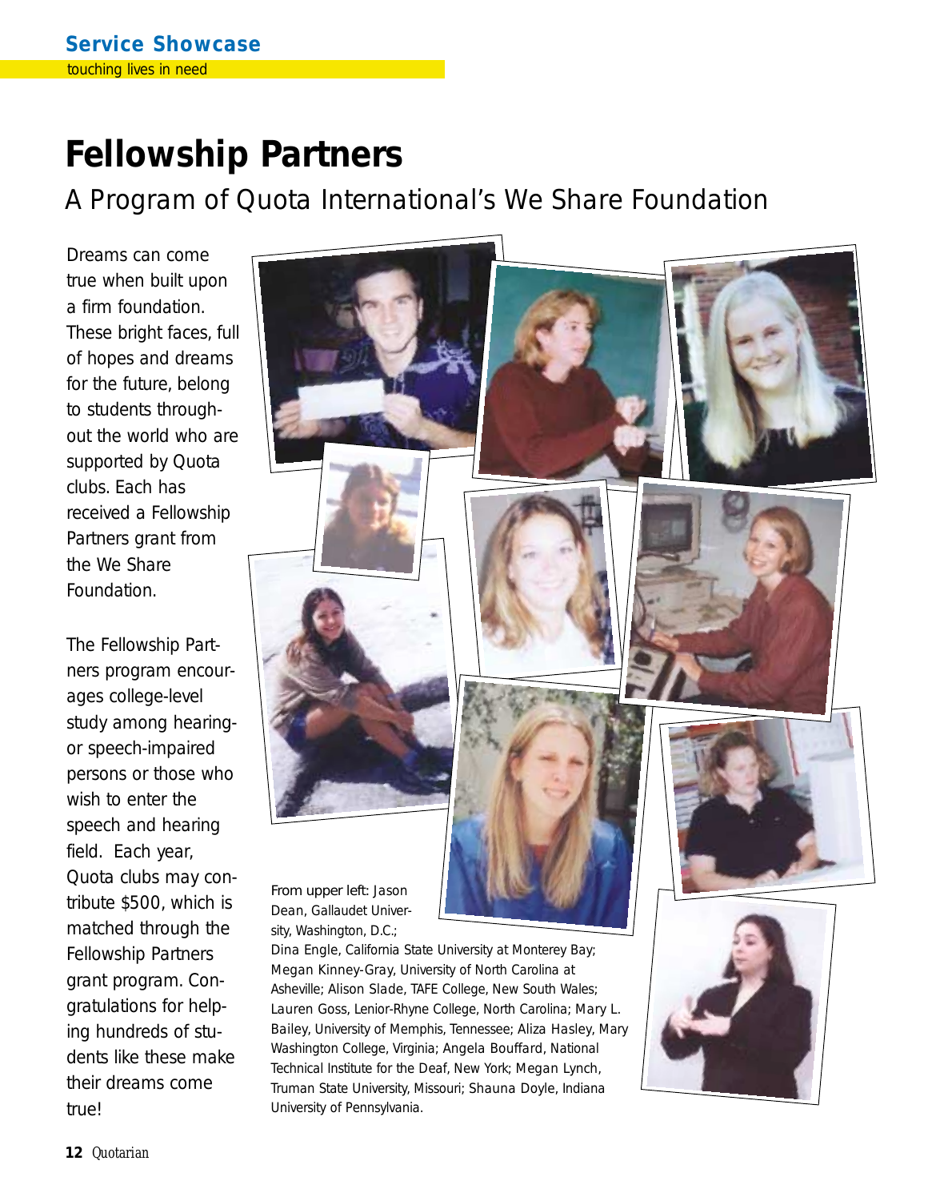**Service Showcase**

touching lives in need

# Fellowship Partners

## A Program of Quota International's We Share Foundation

Dreams can come true when built upon a firm foundation. These bright faces, full of hopes and dreams for the future, belong to students throughout the world who are supported by Quota clubs. Each has received a Fellowship Partners grant from the We Share Foundation.

The Fellowship Partners program encourages college-level study among hearing- or speech-impaired persons or those who wish to enter the speech and hearing field. Each year, Quota clubs may contribute $500, which is matched through the Fellowship Partners grant program. Congratulations for helping hundreds of students like these make their dreams come true!

From upper left: Jason Dean, Gallaudet University, Washington, D.C.; Dina Engle, California State University at Monterey Bay; Megan Kinney-Gray, University of North Carolina at Asheville; Alison Slade, TAFE College, New South Wales; Lauren Goss, Lenior-Rhyne College, North Carolina; Mary L. Bailey, University of Memphis, Tennessee; Aliza Hasley, Mary Washington College, Virginia; Angela Bouffard, National Technical Institute for the Deaf, New York; Megan Lynch, Truman State University, Missouri; Shauna Doyle, Indiana University of Pennsylvania.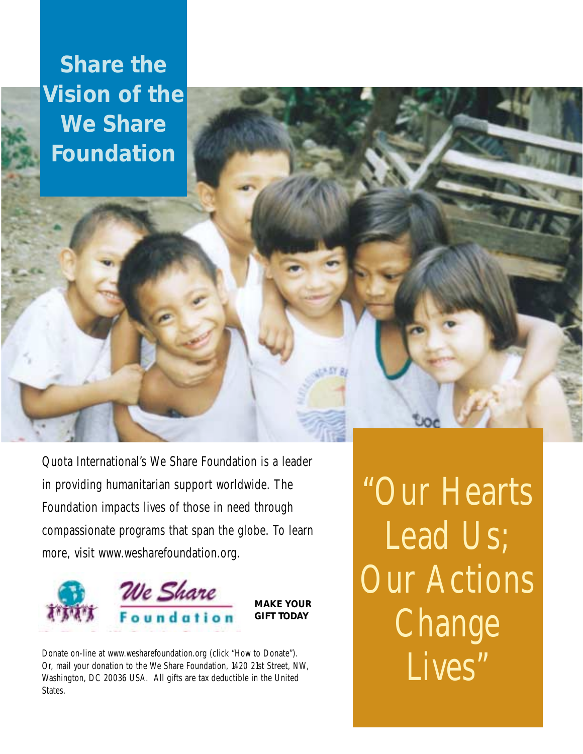# Share the Vision of the We Share Foundation

Quota International's We Share Foundation is a leader in providing humanitarian support worldwide. The Foundation impacts lives of those in need through compassionate programs that span the globe. To learn more, visit www.wesharefoundation.org.

We Share Foundation

**MAKE YOUR GIFT TODAY**

Donate on-line at www.wesharefoundation.org (click "How to Donate"). Or, mail your donation to the We Share Foundation, 1420 21st Street, NW, Washington, DC 20036 USA. All gifts are tax deductible in the United States.

"Our Hearts Lead Us; Our Actions Change Lives"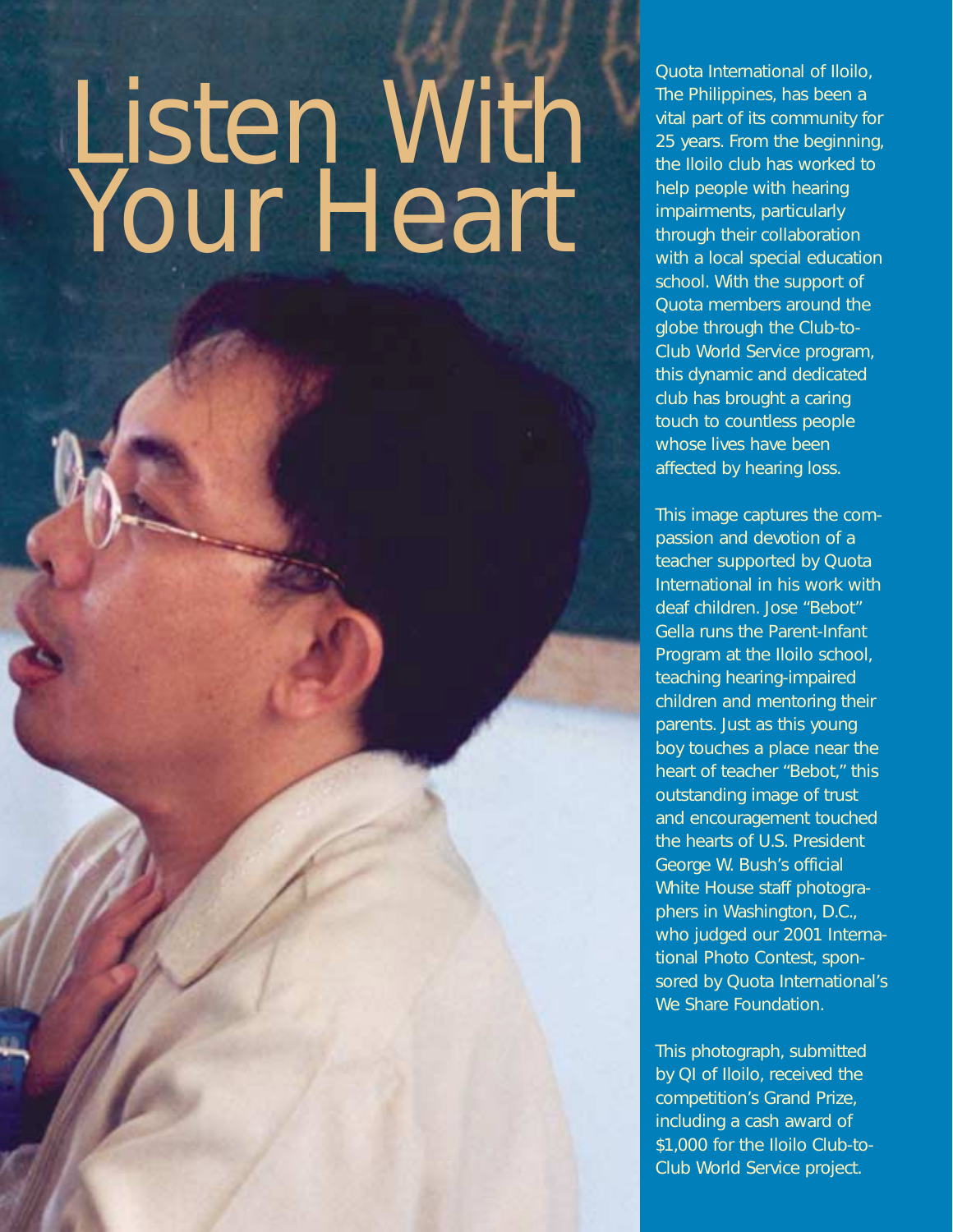# Listen With Your Heart

Quota International of Iloilo, The Philippines, has been a vital part of its community for 25 years. From the beginning, the Iloilo club has worked to help people with hearing impairments, particularly through their collaboration with a local special education school. With the support of Quota members around the globe through the Club-to-Club World Service program, this dynamic and dedicated club has brought a caring touch to countless people whose lives have been affected by hearing loss.

This image captures the compassion and devotion of a teacher supported by Quota International in his work with deaf children. Jose "Bebot" Gella runs the Parent-Infant Program at the Iloilo school, teaching hearing-impaired children and mentoring their parents. Just as this young boy touches a place near the heart of teacher "Bebot," this outstanding image of trust and encouragement touched the hearts of U.S. President George W. Bush's official White House staff photographers in Washington, D.C., who judged our 2001 International Photo Contest, sponsored by Quota International's We Share Foundation.

This photograph, submitted by QI of Iloilo, received the competition's Grand Prize, including a cash award of $1,000 for the Iloilo Club-to-Club World Service project.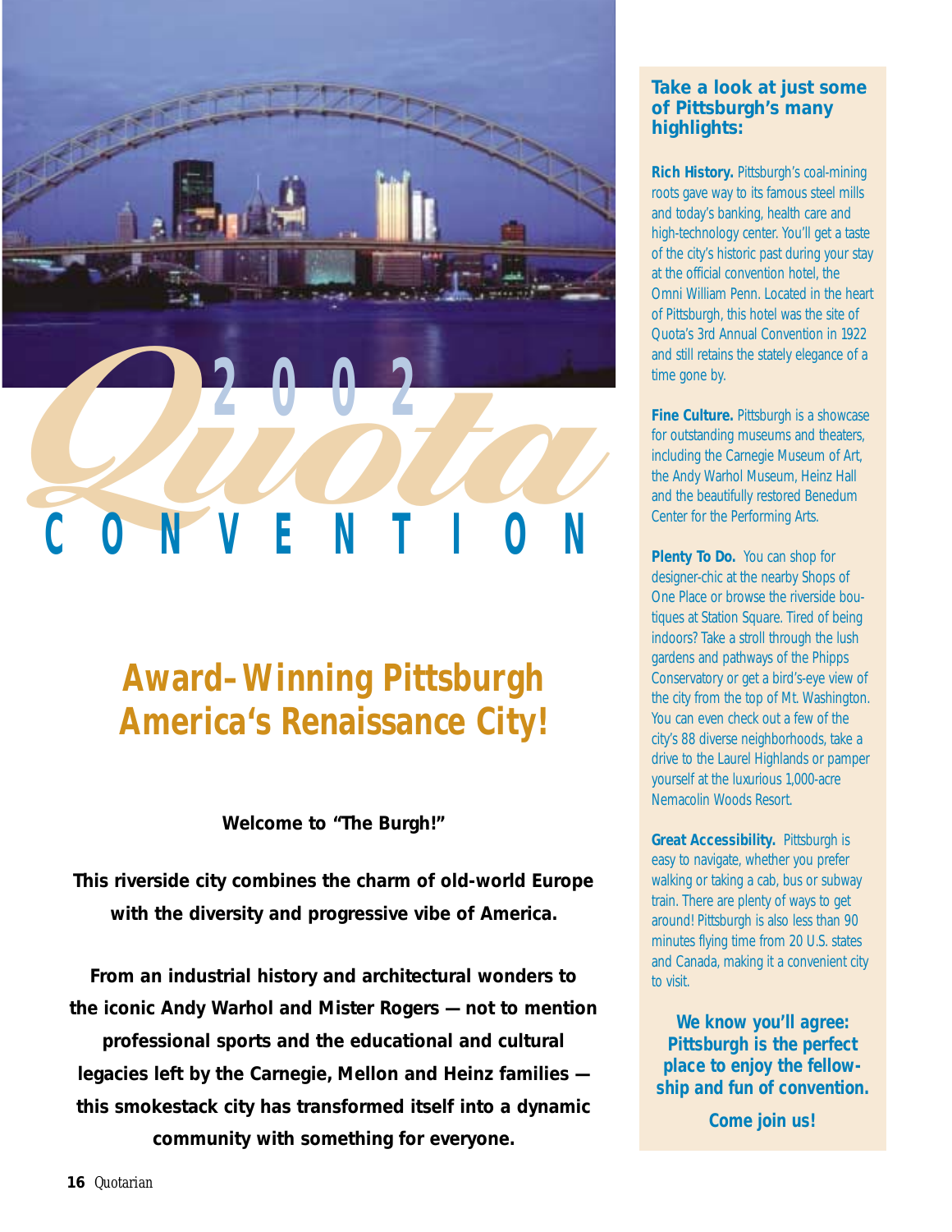# 2002 Quota CONVENTION

## Award–Winning Pittsburgh America's Renaissance City!

**Welcome to "The Burgh!"**

**This riverside city combines the charm of old-world Europe with the diversity and progressive vibe of America.**

**From an industrial history and architectural wonders to the iconic Andy Warhol and Mister Rogers — not to mention professional sports and the educational and cultural legacies left by the Carnegie, Mellon and Heinz families — this smokestack city has transformed itself into a dynamic community with something for everyone.**

### Take a look at just some of Pittsburgh's many highlights:

**Rich History.** Pittsburgh's coal-mining roots gave way to its famous steel mills and today's banking, health care and high-technology center. You'll get a taste of the city's historic past during your stay at the official convention hotel, the Omni William Penn. Located in the heart of Pittsburgh, this hotel was the site of Quota's 3rd Annual Convention in 1922 and still retains the stately elegance of a time gone by.

**Fine Culture.** Pittsburgh is a showcase for outstanding museums and theaters, including the Carnegie Museum of Art, the Andy Warhol Museum, Heinz Hall and the beautifully restored Benedum Center for the Performing Arts.

**Plenty To Do.** You can shop for designer-chic at the nearby Shops of One Place or browse the riverside boutiques at Station Square. Tired of being indoors? Take a stroll through the lush gardens and pathways of the Phipps Conservatory or get a bird's-eye view of the city from the top of Mt. Washington. You can even check out a few of the city's 88 diverse neighborhoods, take a drive to the Laurel Highlands or pamper yourself at the luxurious 1,000-acre Nemacolin Woods Resort.

**Great Accessibility.** Pittsburgh is easy to navigate, whether you prefer walking or taking a cab, bus or subway train. There are plenty of ways to get around! Pittsburgh is also less than 90 minutes flying time from 20 U.S. states and Canada, making it a convenient city to visit.

**We know you'll agree: Pittsburgh is the perfect place to enjoy the fellowship and fun of convention.**

**Come join us!**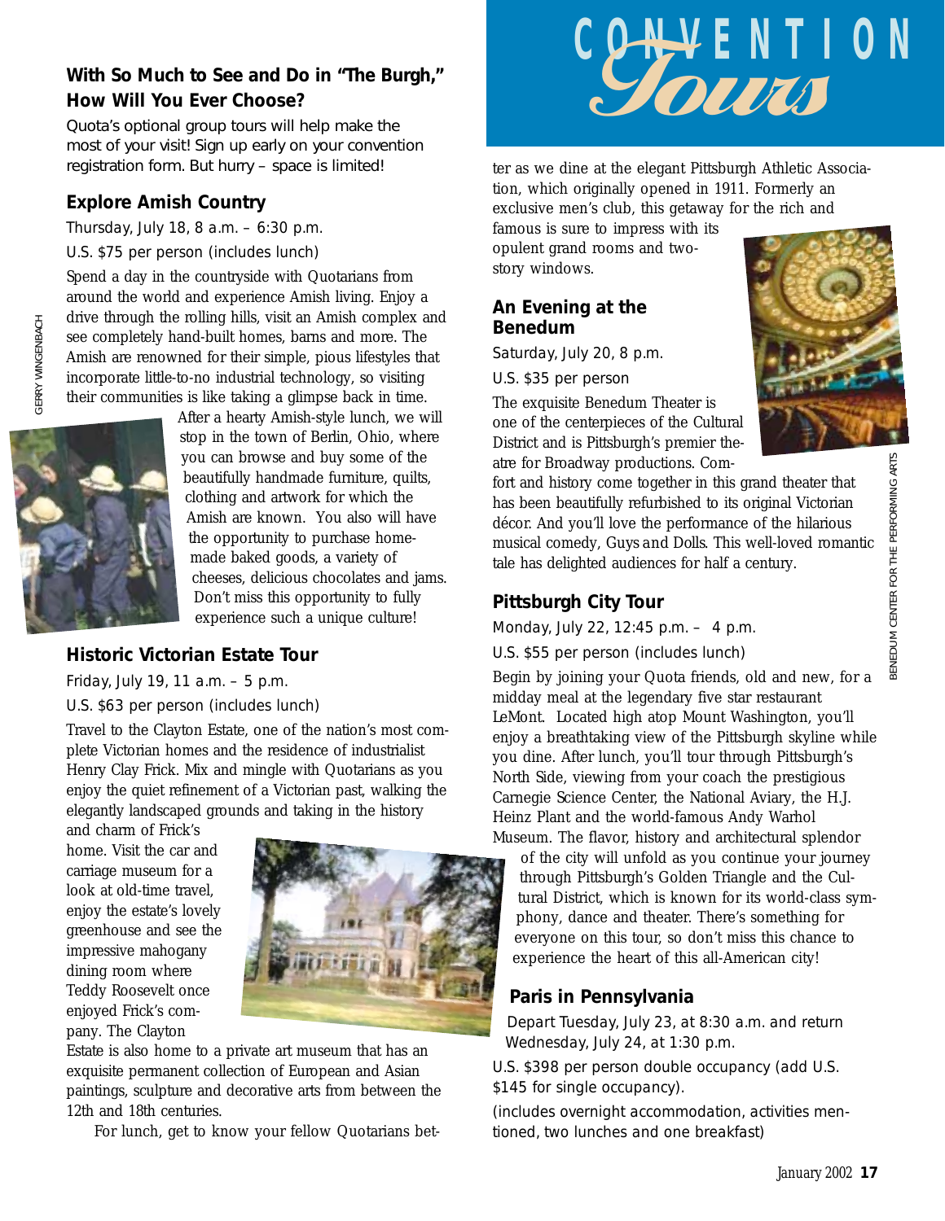# CONVENTION *Tours*

## With So Much to See and Do in "The Burgh," How Will You Ever Choose?

Quota's optional group tours will help make the most of your visit! Sign up early on your convention registration form. But hurry – space is limited!

### Explore Amish Country

Thursday, July 18, 8 a.m. – 6:30 p.m.

U.S. $75 per person (includes lunch)

Spend a day in the countryside with Quotarians from around the world and experience Amish living. Enjoy a drive through the rolling hills, visit an Amish complex and see completely hand-built homes, barns and more. The Amish are renowned for their simple, pious lifestyles that incorporate little-to-no industrial technology, so visiting their communities is like taking a glimpse back in time. After a hearty Amish-style lunch, we will stop in the town of Berlin, Ohio, where you can browse and buy some of the beautifully handmade furniture, quilts, clothing and artwork for which the Amish are known. You also will have the opportunity to purchase home-made baked goods, a variety of cheeses, delicious chocolates and jams. Don't miss this opportunity to fully experience such a unique culture!

GERRY WINGENBACH

### Historic Victorian Estate Tour

Friday, July 19, 11 a.m. – 5 p.m.

U.S. $63 per person (includes lunch)

Travel to the Clayton Estate, one of the nation's most complete Victorian homes and the residence of industrialist Henry Clay Frick. Mix and mingle with Quotarians as you enjoy the quiet refinement of a Victorian past, walking the elegantly landscaped grounds and taking in the history and charm of Frick's home. Visit the car and carriage museum for a look at old-time travel, enjoy the estate's lovely greenhouse and see the impressive mahogany dining room where Teddy Roosevelt once enjoyed Frick's company. The Clayton Estate is also home to a private art museum that has an exquisite permanent collection of European and Asian paintings, sculpture and decorative arts from between the 12th and 18th centuries.

For lunch, get to know your fellow Quotarians better as we dine at the elegant Pittsburgh Athletic Association, which originally opened in 1911. Formerly an exclusive men's club, this getaway for the rich and famous is sure to impress with its opulent grand rooms and two-story windows.

### An Evening at the Benedum

Saturday, July 20, 8 p.m.

U.S. $35 per person

The exquisite Benedum Theater is one of the centerpieces of the Cultural District and is Pittsburgh's premier theatre for Broadway productions. Comfort and history come together in this grand theater that has been beautifully refurbished to its original Victorian décor. And you'll love the performance of the hilarious musical comedy, *Guys and Dolls*. This well-loved romantic tale has delighted audiences for half a century.

BENEDUM CENTER FOR THE PERFORMING ARTS

### Pittsburgh City Tour

Monday, July 22, 12:45 p.m. – 4 p.m.

U.S. $55 per person (includes lunch)

Begin by joining your Quota friends, old and new, for a midday meal at the legendary five star restaurant LeMont. Located high atop Mount Washington, you'll enjoy a breathtaking view of the Pittsburgh skyline while you dine. After lunch, you'll tour through Pittsburgh's North Side, viewing from your coach the prestigious Carnegie Science Center, the National Aviary, the H.J. Heinz Plant and the world-famous Andy Warhol Museum. The flavor, history and architectural splendor of the city will unfold as you continue your journey through Pittsburgh's Golden Triangle and the Cultural District, which is known for its world-class symphony, dance and theater. There's something for everyone on this tour, so don't miss this chance to experience the heart of this all-American city!

### Paris in Pennsylvania

Depart Tuesday, July 23, at 8:30 a.m. and return Wednesday, July 24, at 1:30 p.m.

U.S. $398 per person double occupancy (add U.S. $145 for single occupancy).

(includes overnight accommodation, activities mentioned, two lunches and one breakfast)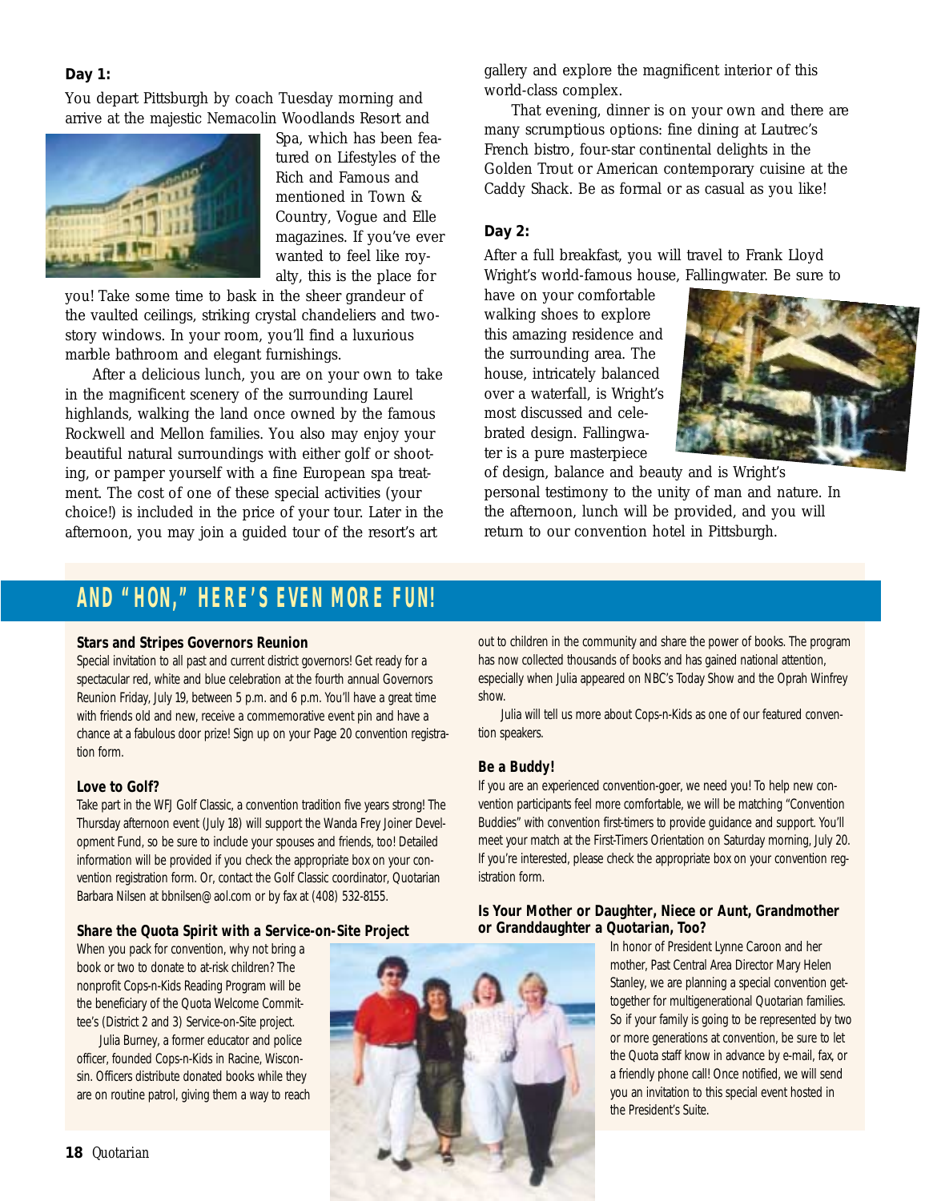**Day 1:**

You depart Pittsburgh by coach Tuesday morning and arrive at the majestic Nemacolin Woodlands Resort and Spa, which has been featured on Lifestyles of the Rich and Famous and mentioned in Town & Country, Vogue and Elle magazines. If you've ever wanted to feel like royalty, this is the place for you! Take some time to bask in the sheer grandeur of the vaulted ceilings, striking crystal chandeliers and two-story windows. In your room, you'll find a luxurious marble bathroom and elegant furnishings.

After a delicious lunch, you are on your own to take in the magnificent scenery of the surrounding Laurel highlands, walking the land once owned by the famous Rockwell and Mellon families. You also may enjoy your beautiful natural surroundings with either golf or shooting, or pamper yourself with a fine European spa treatment. The cost of one of these special activities (your choice!) is included in the price of your tour. Later in the afternoon, you may join a guided tour of the resort's art gallery and explore the magnificent interior of this world-class complex.

That evening, dinner is on your own and there are many scrumptious options: fine dining at Lautrec's French bistro, four-star continental delights in the Golden Trout or American contemporary cuisine at the Caddy Shack. Be as formal or as casual as you like!

**Day 2:**

After a full breakfast, you will travel to Frank Lloyd Wright's world-famous house, Fallingwater. Be sure to have on your comfortable walking shoes to explore this amazing residence and the surrounding area. The house, intricately balanced over a waterfall, is Wright's most discussed and celebrated design. Fallingwater is a pure masterpiece of design, balance and beauty and is Wright's personal testimony to the unity of man and nature. In the afternoon, lunch will be provided, and you will return to our convention hotel in Pittsburgh.

## AND "HON," HERE'S EVEN MORE FUN!

### Stars and Stripes Governors Reunion

Special invitation to all past and current district governors! Get ready for a spectacular red, white and blue celebration at the fourth annual Governors Reunion Friday, July 19, between 5 p.m. and 6 p.m. You'll have a great time with friends old and new, receive a commemorative event pin and have a chance at a fabulous door prize! Sign up on your Page 20 convention registration form.

### Love to Golf?

Take part in the WFJ Golf Classic, a convention tradition five years strong! The Thursday afternoon event (July 18) will support the Wanda Frey Joiner Development Fund, so be sure to include your spouses and friends, too! Detailed information will be provided if you check the appropriate box on your convention registration form. Or, contact the Golf Classic coordinator, Quotarian Barbara Nilsen at bbnilsen@aol.com or by fax at (408) 532-8155.

### Share the Quota Spirit with a Service-on-Site Project

When you pack for convention, why not bring a book or two to donate to at-risk children? The nonprofit Cops-n-Kids Reading Program will be the beneficiary of the Quota Welcome Committee's (District 2 and 3) Service-on-Site project.

Julia Burney, a former educator and police officer, founded Cops-n-Kids in Racine, Wisconsin. Officers distribute donated books while they are on routine patrol, giving them a way to reach out to children in the community and share the power of books. The program has now collected thousands of books and has gained national attention, especially when Julia appeared on NBC's Today Show and the Oprah Winfrey show.

Julia will tell us more about Cops-n-Kids as one of our featured convention speakers.

### Be a Buddy!

If you are an experienced convention-goer, we need you! To help new convention participants feel more comfortable, we will be matching "Convention Buddies" with convention first-timers to provide guidance and support. You'll meet your match at the First-Timers Orientation on Saturday morning, July 20. If you're interested, please check the appropriate box on your convention registration form.

### Is Your Mother or Daughter, Niece or Aunt, Grandmother or Granddaughter a Quotarian, Too?

In honor of President Lynne Caroon and her mother, Past Central Area Director Mary Helen Stanley, we are planning a special convention get-together for multigenerational Quotarian families. So if your family is going to be represented by two or more generations at convention, be sure to let the Quota staff know in advance by e-mail, fax, or a friendly phone call! Once notified, we will send you an invitation to this special event hosted in the President's Suite.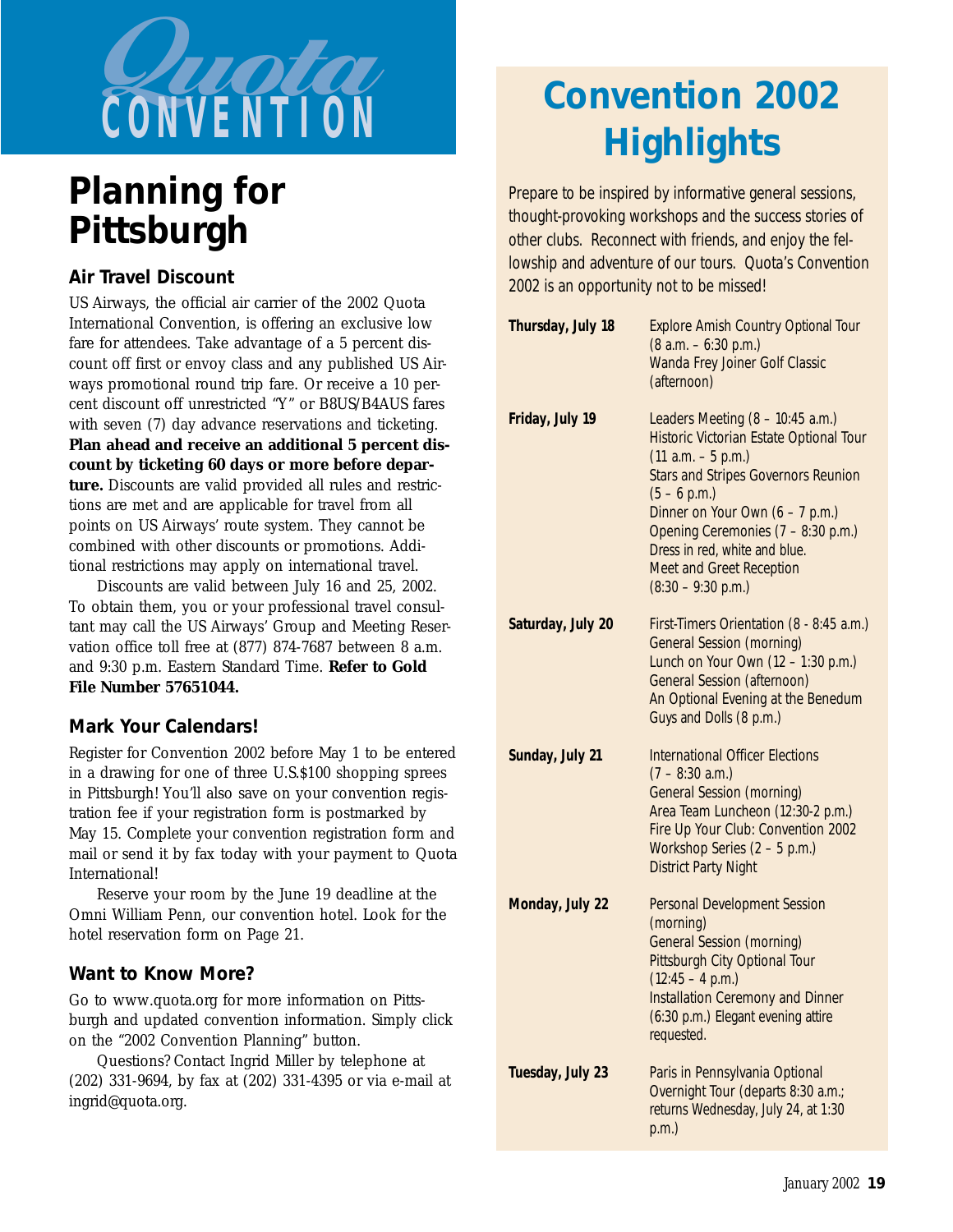# Quota CONVENTION

## Planning for Pittsburgh

### Air Travel Discount

US Airways, the official air carrier of the 2002 Quota International Convention, is offering an exclusive low fare for attendees. Take advantage of a 5 percent discount off first or envoy class and any published US Airways promotional round trip fare. Or receive a 10 percent discount off unrestricted "Y" or B8US/B4AUS fares with seven (7) day advance reservations and ticketing. **Plan ahead and receive an additional 5 percent discount by ticketing 60 days or more before departure.** Discounts are valid provided all rules and restrictions are met and are applicable for travel from all points on US Airways' route system. They cannot be combined with other discounts or promotions. Additional restrictions may apply on international travel.

Discounts are valid between July 16 and 25, 2002. To obtain them, you or your professional travel consultant may call the US Airways' Group and Meeting Reservation office toll free at (877) 874-7687 between 8 a.m. and 9:30 p.m. Eastern Standard Time. **Refer to Gold File Number 57651044.**

### Mark Your Calendars!

Register for Convention 2002 before May 1 to be entered in a drawing for one of three U.S.$100 shopping sprees in Pittsburgh! You'll also save on your convention registration fee if your registration form is postmarked by May 15. Complete your convention registration form and mail or send it by fax today with your payment to Quota International!

Reserve your room by the June 19 deadline at the Omni William Penn, our convention hotel. Look for the hotel reservation form on Page 21.

### Want to Know More?

Go to www.quota.org for more information on Pittsburgh and updated convention information. Simply click on the "2002 Convention Planning" button.

Questions? Contact Ingrid Miller by telephone at (202) 331-9694, by fax at (202) 331-4395 or via e-mail at ingrid@quota.org.

## Convention 2002 Highlights

Prepare to be inspired by informative general sessions, thought-provoking workshops and the success stories of other clubs. Reconnect with friends, and enjoy the fellowship and adventure of our tours. Quota's Convention 2002 is an opportunity not to be missed!

**Thursday, July 18**
- Explore Amish Country Optional Tour (8 a.m. – 6:30 p.m.)
- Wanda Frey Joiner Golf Classic (afternoon)

**Friday, July 19**
- Leaders Meeting (8 – 10:45 a.m.)
- Historic Victorian Estate Optional Tour (11 a.m. – 5 p.m.)
- Stars and Stripes Governors Reunion (5 – 6 p.m.)
- Dinner on Your Own (6 – 7 p.m.)
- Opening Ceremonies (7 – 8:30 p.m.) Dress in red, white and blue.
- Meet and Greet Reception (8:30 – 9:30 p.m.)

**Saturday, July 20**
- First-Timers Orientation (8 - 8:45 a.m.)
- General Session (morning)
- Lunch on Your Own (12 – 1:30 p.m.)
- General Session (afternoon)
- An Optional Evening at the Benedum Guys and Dolls (8 p.m.)

**Sunday, July 21**
- International Officer Elections (7 – 8:30 a.m.)
- General Session (morning)
- Area Team Luncheon (12:30-2 p.m.)
- Fire Up Your Club: Convention 2002 Workshop Series (2 – 5 p.m.)
- District Party Night

**Monday, July 22**
- Personal Development Session (morning)
- General Session (morning)
- Pittsburgh City Optional Tour (12:45 – 4 p.m.)
- Installation Ceremony and Dinner (6:30 p.m.) Elegant evening attire requested.

**Tuesday, July 23**
- Paris in Pennsylvania Optional Overnight Tour (departs 8:30 a.m.; returns Wednesday, July 24, at 1:30 p.m.)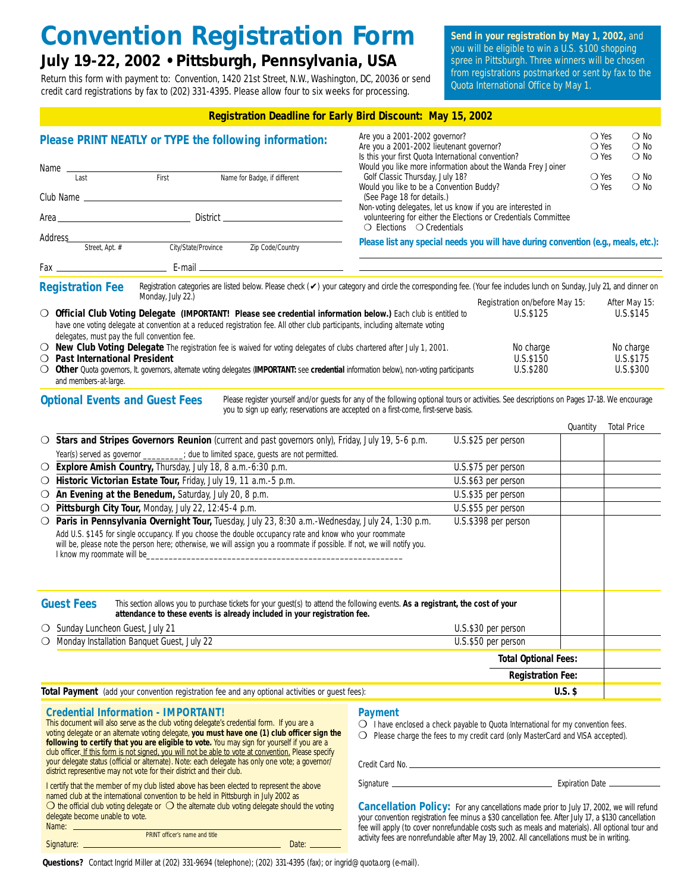# Convention Registration Form

## July 19-22, 2002 • Pittsburgh, Pennsylvania, USA

Return this form with payment to: Convention, 1420 21st Street, N.W., Washington, DC, 20036 or send credit card registrations by fax to (202) 331-4395. Please allow four to six weeks for processing.

**Send in your registration by May 1, 2002,** and you will be eligible to win a U.S. $100 shopping spree in Pittsburgh. Three winners will be chosen from registrations postmarked or sent by fax to the Quota International Office by May 1.

**Registration Deadline for Early Bird Discount: May 15, 2002**

### Please PRINT NEATLY or TYPE the following information:

Name ______________________________________________
Last First Name for Badge, if different

Club Name ______________________________________________

Area ____________________ District ____________________

Address ______________________________________________
Street, Apt. # City/State/Province Zip Code/Country

Fax ____________________ E-mail ____________________

Are you a 2001-2002 governor? ❍ Yes ❍ No
Are you a 2001-2002 lieutenant governor? ❍ Yes ❍ No
Is this your first Quota International convention? ❍ Yes ❍ No
Would you like more information about the Wanda Frey Joiner Golf Classic Thursday, July 18? ❍ Yes ❍ No
Would you like to be a Convention Buddy? (See Page 18 for details.) ❍ Yes ❍ No
Non-voting delegates, let us know if you are interested in volunteering for either the Elections or Credentials Committee
❍ Elections ❍ Credentials

**Please list any special needs you will have during convention (e.g., meals, etc.):**

______________________________________________

______________________________________________

### Registration Fee

Registration categories are listed below. Please check (✔) your category and circle the corresponding fee. (Your fee includes lunch on Sunday, July 21, and dinner on Monday, July 22.)

| Category | Registration on/before May 15: | After May 15: |
|---|---|---|
| ❍ **Official Club Voting Delegate (IMPORTANT! Please see credential information below.)** Each club is entitled to have one voting delegate at convention at a reduced registration fee. All other club participants, including alternate voting delegates, must pay the full convention fee. | U.S.$125 | U.S.$145 |
| ❍ **New Club Voting Delegate** The registration fee is waived for voting delegates of clubs chartered after July 1, 2001. | No charge | No charge |
| ❍ **Past International President** | U.S.$150 | U.S.$175 |
| ❍ **Other** Quota governors, lt. governors, alternate voting delegates (**IMPORTANT:** see **credential** information below), non-voting participants and members-at-large. | U.S.$280 | U.S.$300 |

### Optional Events and Guest Fees

Please register yourself and/or guests for any of the following optional tours or activities. See descriptions on Pages 17-18. We encourage you to sign up early; reservations are accepted on a first-come, first-serve basis.

| Event | Price | Quantity | Total Price |
|---|---|---|---|
| ❍ **Stars and Stripes Governors Reunion** (current and past governors only), Friday, July 19, 5-6 p.m. Year(s) served as governor _________; due to limited space, guests are not permitted. | U.S.$25 per person | | |
| ❍ **Explore Amish Country,** Thursday, July 18, 8 a.m.-6:30 p.m. | U.S.$75 per person | | |
| ❍ **Historic Victorian Estate Tour,** Friday, July 19, 11 a.m.-5 p.m. | U.S.$63 per person | | |
| ❍ **An Evening at the Benedum,** Saturday, July 20, 8 p.m. | U.S.$35 per person | | |
| ❍ **Pittsburgh City Tour,** Monday, July 22, 12:45-4 p.m. | U.S.$55 per person | | |
| ❍ **Paris in Pennsylvania Overnight Tour,** Tuesday, July 23, 8:30 a.m.-Wednesday, July 24, 1:30 p.m. Add U.S. $145 for single occupancy. If you choose the double occupancy rate and know who your roommate will be, please note the person here; otherwise, we will assign you a roommate if possible. If not, we will notify you. I know my roommate will be____________________ | U.S.$398 per person | | |

### Guest Fees

This section allows you to purchase tickets for your guest(s) to attend the following events. **As a registrant, the cost of your attendance to these events is already included in your registration fee.**

| Event | Price | Quantity | Total Price |
|---|---|---|---|
| ❍ Sunday Luncheon Guest, July 21 | U.S.$30 per person | | |
| ❍ Monday Installation Banquet Guest, July 22 | U.S.$50 per person | | |
| | **Total Optional Fees:** | | |
| | **Registration Fee:** | | |

**Total Payment** (add your convention registration fee and any optional activities or guest fees): **U.S. $** ________

### Credential Information - IMPORTANT!

This document will also serve as the club voting delegate's credential form. If you are a voting delegate or an alternate voting delegate, **you must have one (1) club officer sign the following to certify that you are eligible to vote.** You may sign for yourself if you are a club officer. If this form is not signed, you will not be able to vote at convention. Please specify your delegate status (official or alternate). Note: each delegate has only one vote; a governor/district representative may not vote for their district and their club.

I certify that the member of my club listed above has been elected to represent the above named club at the international convention to be held in Pittsburgh in July 2002 as ❍ the official club voting delegate or ❍ the alternate club voting delegate should the voting delegate become unable to vote.

Name: ______________________________________________
PRINT officer's name and title

Signature: ______________________________ Date: __________

### Payment

❍ I have enclosed a check payable to Quota International for my convention fees.
❍ Please charge the fees to my credit card (only MasterCard and VISA accepted).

Credit Card No. ______________________________________________

Signature ______________________________ Expiration Date __________

**Cancellation Policy:** For any cancellations made prior to July 17, 2002, we will refund your convention registration fee minus a $30 cancellation fee. After July 17, a $130 cancellation fee will apply (to cover nonrefundable costs such as meals and materials). All optional tour and activity fees are nonrefundable after May 19, 2002. All cancellations must be in writing.

**Questions?** Contact Ingrid Miller at (202) 331-9694 (telephone); (202) 331-4395 (fax); or ingrid@quota.org (e-mail).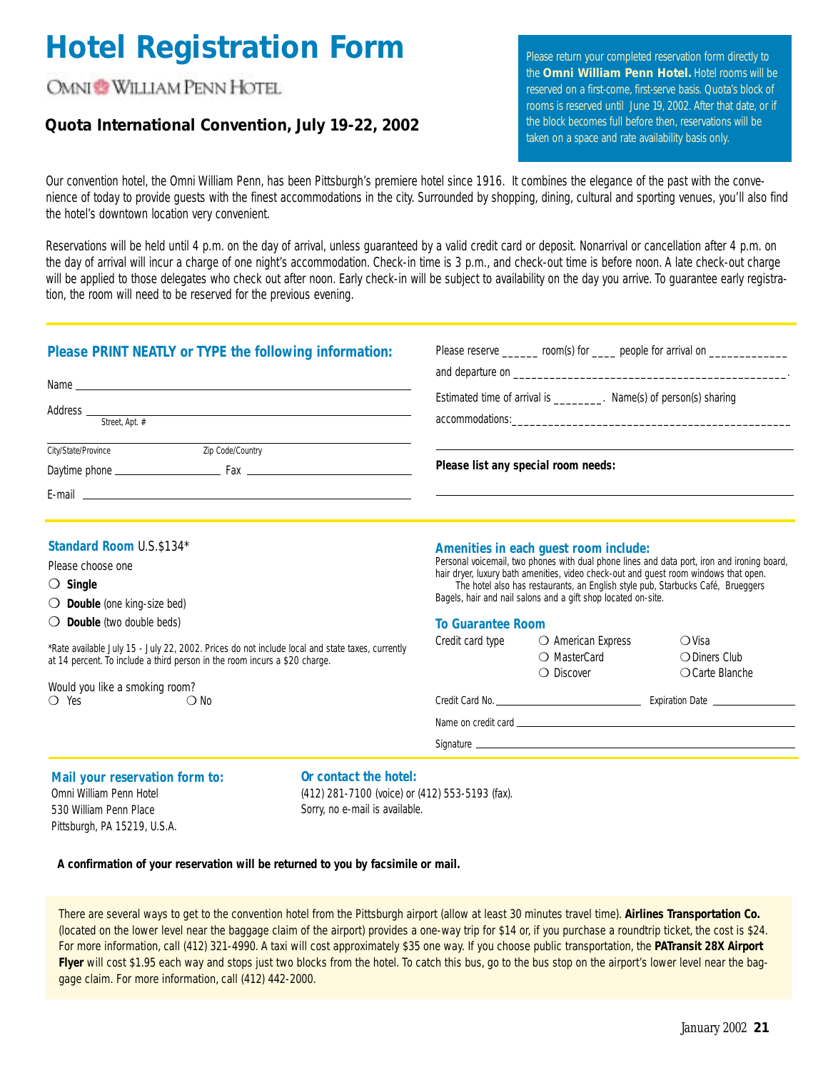# Hotel Registration Form

OMNI WILLIAM PENN HOTEL

### Quota International Convention, July 19-22, 2002

Please return your completed reservation form directly to the **Omni William Penn Hotel.** Hotel rooms will be reserved on a first-come, first-serve basis. Quota's block of rooms is reserved until June 19, 2002. After that date, or if the block becomes full before then, reservations will be taken on a space and rate availability basis only.

Our convention hotel, the Omni William Penn, has been Pittsburgh's premiere hotel since 1916. It combines the elegance of the past with the convenience of today to provide guests with the finest accommodations in the city. Surrounded by shopping, dining, cultural and sporting venues, you'll also find the hotel's downtown location very convenient.

Reservations will be held until 4 p.m. on the day of arrival, unless guaranteed by a valid credit card or deposit. Nonarrival or cancellation after 4 p.m. on the day of arrival will incur a charge of one night's accommodation. Check-in time is 3 p.m., and check-out time is before noon. A late check-out charge will be applied to those delegates who check out after noon. Early check-in will be subject to availability on the day you arrive. To guarantee early registration, the room will need to be reserved for the previous evening.

### Please PRINT NEATLY or TYPE the following information:

Name ____________________________________________

Address ____________________________________________
Street, Apt. #

____________________________________________
City/State/Province Zip Code/Country

Daytime phone ____________________ Fax ____________________

E-mail ____________________________________________

Please reserve ______ room(s) for ____ people for arrival on ____________

and departure on ____________________________________________.

Estimated time of arrival is ________. Name(s) of person(s) sharing

accommodations:____________________________________________

____________________________________________

**Please list any special room needs:**

____________________________________________

### Standard Room U.S.$134*

Please choose one

- ❍ **Single**
- ❍ **Double** (one king-size bed)
- ❍ **Double** (two double beds)

*Rate available July 15 - July 22, 2002. Prices do not include local and state taxes, currently at 14 percent. To include a third person in the room incurs a $20 charge.

Would you like a smoking room?
❍ Yes ❍ No

### Amenities in each guest room include:

Personal voicemail, two phones with dual phone lines and data port, iron and ironing board, hair dryer, luxury bath amenities, video check-out and guest room windows that open.
The hotel also has restaurants, an English style pub, Starbucks Café, Brueggers Bagels, hair and nail salons and a gift shop located on-site.

### To Guarantee Room

Credit card type
- ❍ American Express
- ❍ Visa
- ❍ MasterCard
- ❍ Diners Club
- ❍ Discover
- ❍ Carte Blanche

Credit Card No. ____________________ Expiration Date ____________

Name on credit card ____________________________________________

Signature ____________________________________________

### Mail your reservation form to:

Omni William Penn Hotel
530 William Penn Place
Pittsburgh, PA 15219, U.S.A.

### Or contact the hotel:

(412) 281-7100 (voice) or (412) 553-5193 (fax).
Sorry, no e-mail is available.

**A confirmation of your reservation will be returned to you by facsimile or mail.**

There are several ways to get to the convention hotel from the Pittsburgh airport (allow at least 30 minutes travel time). **Airlines Transportation Co.** (located on the lower level near the baggage claim of the airport) provides a one-way trip for $14 or, if you purchase a roundtrip ticket, the cost is $24. For more information, call (412) 321-4990. A taxi will cost approximately $35 one way. If you choose public transportation, the **PATransit 28X Airport Flyer** will cost $1.95 each way and stops just two blocks from the hotel. To catch this bus, go to the bus stop on the airport's lower level near the baggage claim. For more information, call (412) 442-2000.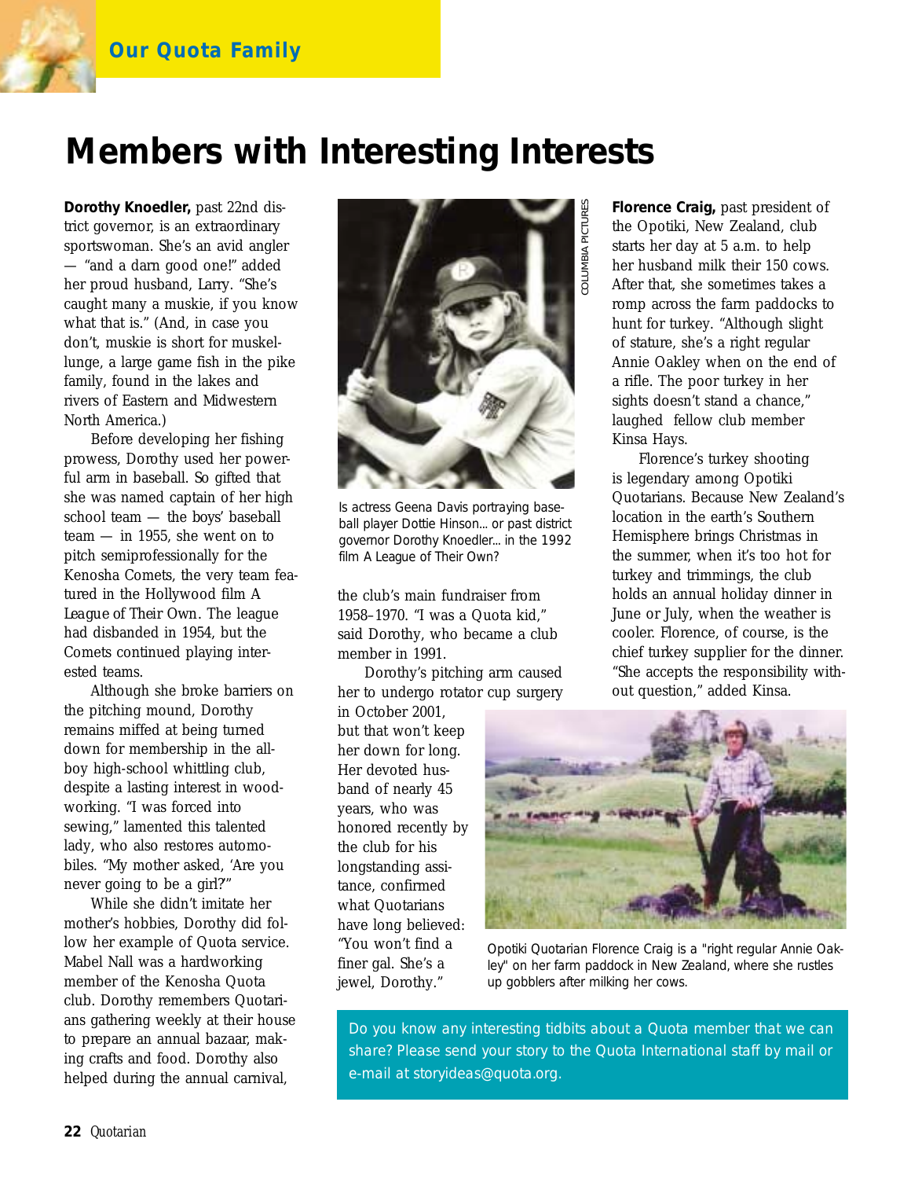# Members with Interesting Interests

**Dorothy Knoedler,** past 22nd district governor, is an extraordinary sportswoman. She's an avid angler — "and a darn good one!" added her proud husband, Larry. "She's caught many a muskie, if you know what that is." (And, in case you don't, muskie is short for muskellunge, a large game fish in the pike family, found in the lakes and rivers of Eastern and Midwestern North America.)

Before developing her fishing prowess, Dorothy used her powerful arm in baseball. So gifted that she was named captain of her high school team — the boys' baseball team — in 1955, she went on to pitch semiprofessionally for the Kenosha Comets, the very team featured in the Hollywood film *A League of Their Own*. The league had disbanded in 1954, but the Comets continued playing interested teams.

Although she broke barriers on the pitching mound, Dorothy remains miffed at being turned down for membership in the all-boy high-school whittling club, despite a lasting interest in woodworking. "I was forced into sewing," lamented this talented lady, who also restores automobiles. "My mother asked, 'Are you never going to be a girl?'"

While she didn't imitate her mother's hobbies, Dorothy did follow her example of Quota service. Mabel Nall was a hardworking member of the Kenosha Quota club. Dorothy remembers Quotarians gathering weekly at their house to prepare an annual bazaar, making crafts and food. Dorothy also helped during the annual carnival, the club's main fundraiser from 1958–1970. "I was a Quota kid," said Dorothy, who became a club member in 1991.

COLUMBIA PICTURES

Is actress Geena Davis portraying baseball player Dottie Hinson... or past district governor Dorothy Knoedler... in the 1992 film *A League of Their Own*?

Dorothy's pitching arm caused her to undergo rotator cup surgery in October 2001, but that won't keep her down for long. Her devoted husband of nearly 45 years, who was honored recently by the club for his longstanding assistance, confirmed what Quotarians have long believed: "You won't find a finer gal. She's a jewel, Dorothy."

**Florence Craig,** past president of the Opotiki, New Zealand, club starts her day at 5 a.m. to help her husband milk their 150 cows. After that, she sometimes takes a romp across the farm paddocks to hunt for turkey. "Although slight of stature, she's a right regular Annie Oakley when on the end of a rifle. The poor turkey in her sights doesn't stand a chance," laughed fellow club member Kinsa Hays.

Florence's turkey shooting is legendary among Opotiki Quotarians. Because New Zealand's location in the earth's Southern Hemisphere brings Christmas in the summer, when it's too hot for turkey and trimmings, the club holds an annual holiday dinner in June or July, when the weather is cooler. Florence, of course, is the chief turkey supplier for the dinner. "She accepts the responsibility without question," added Kinsa.

Opotiki Quotarian Florence Craig is a "right regular Annie Oakley" on her farm paddock in New Zealand, where she rustles up gobblers after milking her cows.

Do you know any interesting tidbits about a Quota member that we can share? Please send your story to the Quota International staff by mail or e-mail at storyideas@quota.org.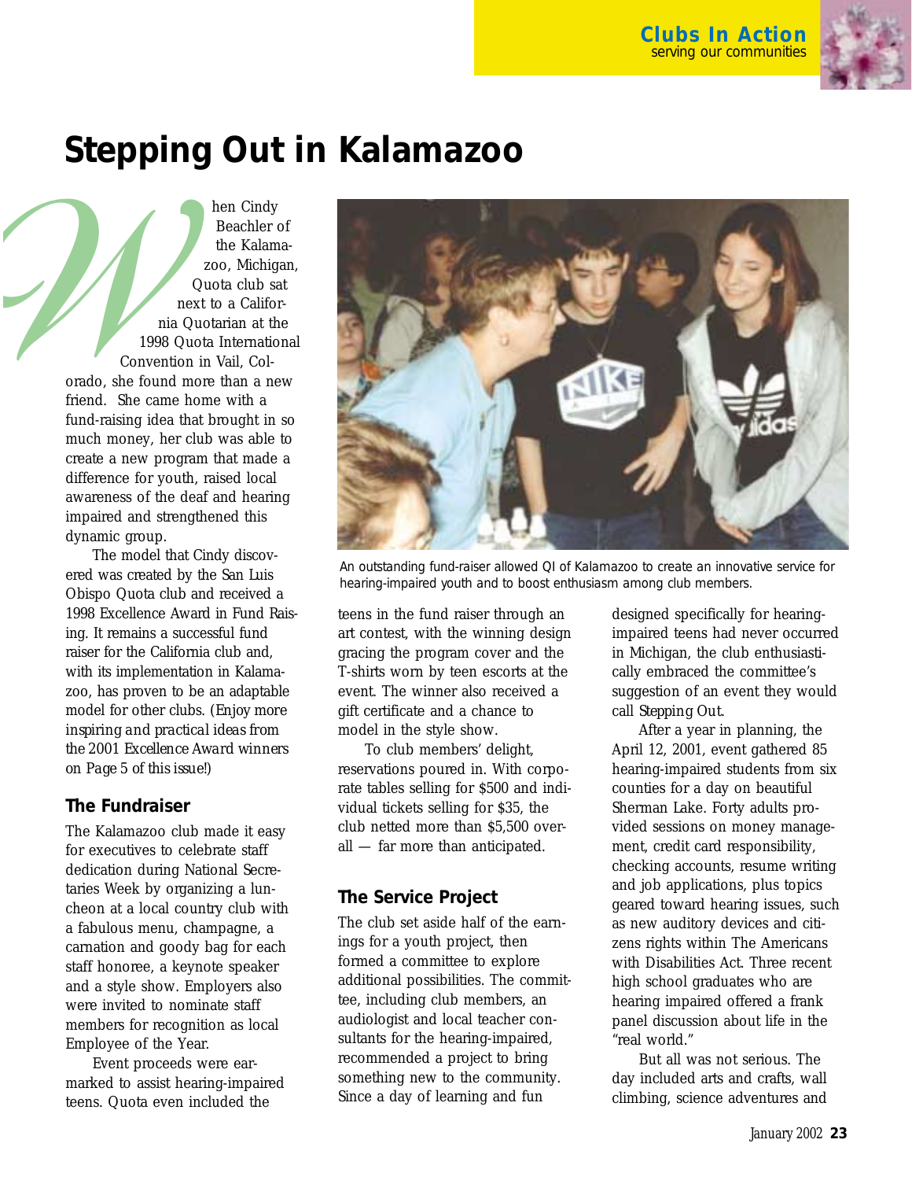# Stepping Out in Kalamazoo

When Cindy Beachler of the Kalamazoo, Michigan, Quota club sat next to a California Quotarian at the 1998 Quota International Convention in Vail, Colorado, she found more than a new friend. She came home with a fund-raising idea that brought in so much money, her club was able to create a new program that made a difference for youth, raised local awareness of the deaf and hearing impaired and strengthened this dynamic group.

The model that Cindy discovered was created by the San Luis Obispo Quota club and received a 1998 Excellence Award in Fund Raising. It remains a successful fund raiser for the California club and, with its implementation in Kalamazoo, has proven to be an adaptable model for other clubs. (*Enjoy more inspiring and practical ideas from the 2001 Excellence Award winners on Page 5 of this issue!*)

An outstanding fund-raiser allowed QI of Kalamazoo to create an innovative service for hearing-impaired youth and to boost enthusiasm among club members.

## The Fundraiser

The Kalamazoo club made it easy for executives to celebrate staff dedication during National Secretaries Week by organizing a luncheon at a local country club with a fabulous menu, champagne, a carnation and goody bag for each staff honoree, a keynote speaker and a style show. Employers also were invited to nominate staff members for recognition as local Employee of the Year.

Event proceeds were earmarked to assist hearing-impaired teens. Quota even included the teens in the fund raiser through an art contest, with the winning design gracing the program cover and the T-shirts worn by teen escorts at the event. The winner also received a gift certificate and a chance to model in the style show.

To club members' delight, reservations poured in. With corporate tables selling for $500 and individual tickets selling for $35, the club netted more than $5,500 overall — far more than anticipated.

## The Service Project

The club set aside half of the earnings for a youth project, then formed a committee to explore additional possibilities. The committee, including club members, an audiologist and local teacher consultants for the hearing-impaired, recommended a project to bring something new to the community. Since a day of learning and fun designed specifically for hearing-impaired teens had never occurred in Michigan, the club enthusiastically embraced the committee's suggestion of an event they would call *Stepping Out*.

After a year in planning, the April 12, 2001, event gathered 85 hearing-impaired students from six counties for a day on beautiful Sherman Lake. Forty adults provided sessions on money management, credit card responsibility, checking accounts, resume writing and job applications, plus topics geared toward hearing issues, such as new auditory devices and citizens rights within The Americans with Disabilities Act. Three recent high school graduates who are hearing impaired offered a frank panel discussion about life in the "real world."

But all was not serious. The day included arts and crafts, wall climbing, science adventures and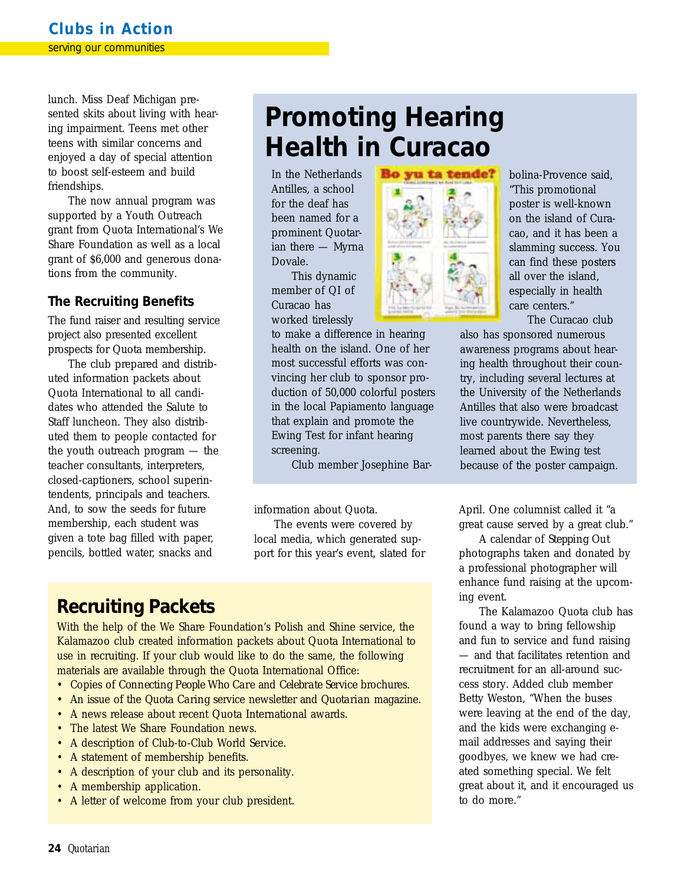lunch. Miss Deaf Michigan presented skits about living with hearing impairment. Teens met other teens with similar concerns and enjoyed a day of special attention to boost self-esteem and build friendships.

The now annual program was supported by a Youth Outreach grant from Quota International's We Share Foundation as well as a local grant of $6,000 and generous donations from the community.

### The Recruiting Benefits

The fund raiser and resulting service project also presented excellent prospects for Quota membership.

The club prepared and distributed information packets about Quota International to all candidates who attended the Salute to Staff luncheon. They also distributed them to people contacted for the youth outreach program — the teacher consultants, interpreters, closed-captioners, school superintendents, principals and teachers. And, to sow the seeds for future membership, each student was given a tote bag filled with paper, pencils, bottled water, snacks and information about Quota.

The events were covered by local media, which generated support for this year's event, slated for April. One columnist called it "a great cause served by a great club."

A calendar of Stepping Out photographs taken and donated by a professional photographer will enhance fund raising at the upcoming event.

The Kalamazoo Quota club has found a way to bring fellowship and fun to service and fund raising — and that facilitates retention and recruitment for an all-around success story. Added club member Betty Weston, "When the buses were leaving at the end of the day, and the kids were exchanging e-mail addresses and saying their goodbyes, we knew we had created something special. We felt great about it, and it encouraged us to do more."

## Promoting Hearing Health in Curacao

In the Netherlands Antilles, a school for the deaf has been named for a prominent Quotarian there — Myrna Dovale.

This dynamic member of QI of Curacao has worked tirelessly to make a difference in hearing health on the island. One of her most successful efforts was convincing her club to sponsor production of 50,000 colorful posters in the local Papiamento language that explain and promote the Ewing Test for infant hearing screening.

Club member Josephine Barbolina-Provence said, "This promotional poster is well-known on the island of Curacao, and it has been a slamming success. You can find these posters all over the island, especially in health care centers."

The Curacao club also has sponsored numerous awareness programs about hearing health throughout their country, including several lectures at the University of the Netherlands Antilles that also were broadcast live countrywide. Nevertheless, most parents there say they learned about the Ewing test because of the poster campaign.

## Recruiting Packets

With the help of the We Share Foundation's Polish and Shine service, the Kalamazoo club created information packets about Quota International to use in recruiting. If your club would like to do the same, the following materials are available through the Quota International Office:

- Copies of *Connecting People Who Care* and *Celebrate Service* brochures.
- An issue of the *Quota Caring* service newsletter and *Quotarian* magazine.
- A news release about recent Quota International awards.
- The latest We Share Foundation news.
- A description of Club-to-Club World Service.
- A statement of membership benefits.
- A description of your club and its personality.
- A membership application.
- A letter of welcome from your club president.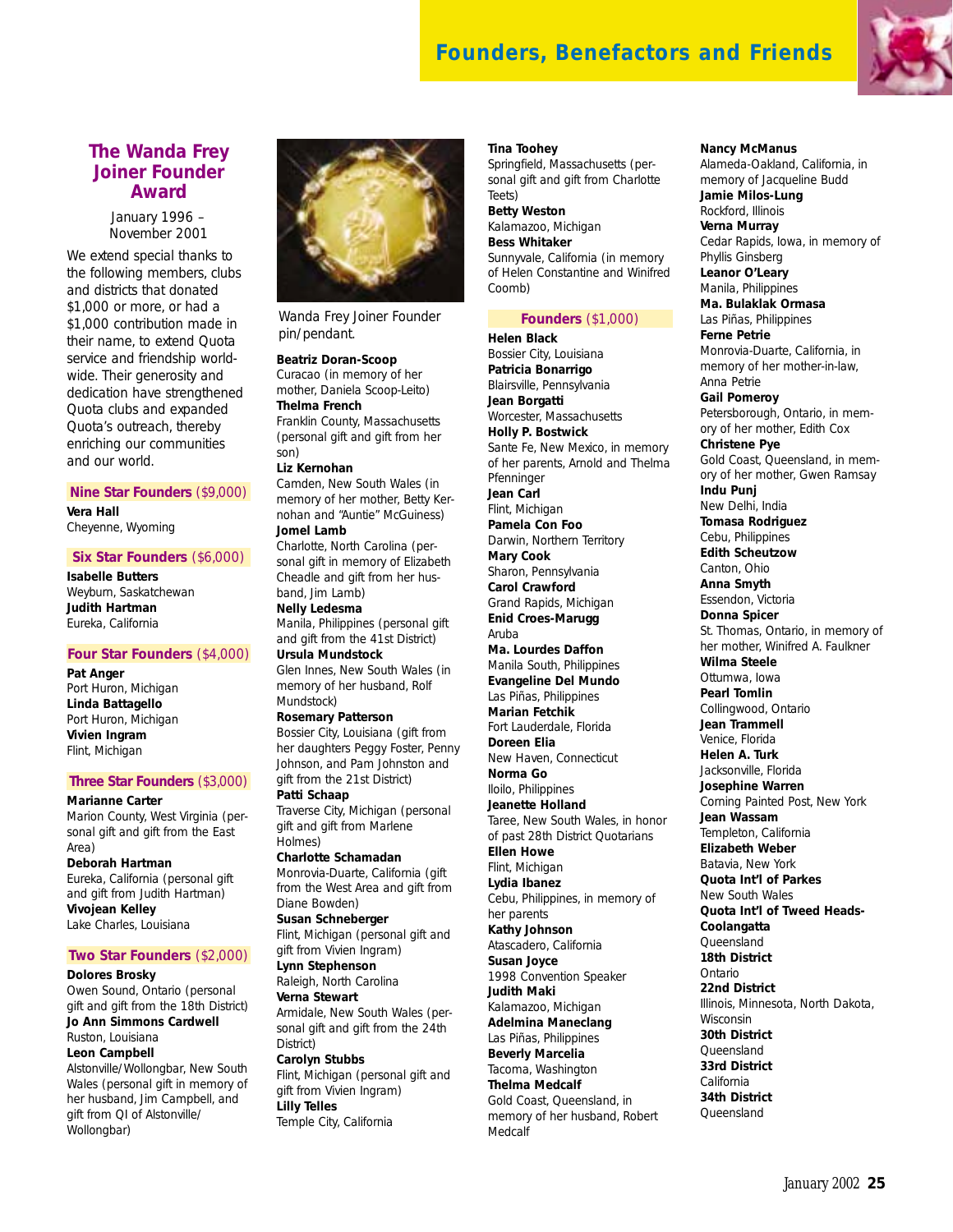# Founders, Benefactors and Friends

## The Wanda Frey Joiner Founder Award

January 1996 – November 2001

We extend special thanks to the following members, clubs and districts that donated $1,000 or more, or had a $1,000 contribution made in their name, to extend Quota service and friendship worldwide. Their generosity and dedication have strengthened Quota clubs and expanded Quota's outreach, thereby enriching our communities and our world.

### Nine Star Founders ($9,000)

**Vera Hall**
Cheyenne, Wyoming

### Six Star Founders ($6,000)

**Isabelle Butters**
Weyburn, Saskatchewan
**Judith Hartman**
Eureka, California

### Four Star Founders ($4,000)

**Pat Anger**
Port Huron, Michigan
**Linda Battagello**
Port Huron, Michigan
**Vivien Ingram**
Flint, Michigan

### Three Star Founders ($3,000)

**Marianne Carter**
Marion County, West Virginia (personal gift and gift from the East Area)
**Deborah Hartman**
Eureka, California (personal gift and gift from Judith Hartman)
**Vivojean Kelley**
Lake Charles, Louisiana

### Two Star Founders ($2,000)

**Dolores Brosky**
Owen Sound, Ontario (personal gift and gift from the 18th District)
**Jo Ann Simmons Cardwell**
Ruston, Louisiana
**Leon Campbell**
Alstonville/Wollongbar, New South Wales (personal gift in memory of her husband, Jim Campbell, and gift from QI of Alstonville/Wollongbar)

Wanda Frey Joiner Founder pin/pendant.

**Beatriz Doran-Scoop**
Curacao (in memory of her mother, Daniela Scoop-Leito)
**Thelma French**
Franklin County, Massachusetts (personal gift and gift from her son)
**Liz Kernohan**
Camden, New South Wales (in memory of her mother, Betty Kernohan and "Auntie" McGuiness)
**Jomel Lamb**
Charlotte, North Carolina (personal gift in memory of Elizabeth Cheadle and gift from her husband, Jim Lamb)
**Nelly Ledesma**
Manila, Philippines (personal gift and gift from the 41st District)
**Ursula Mundstock**
Glen Innes, New South Wales (in memory of her husband, Rolf Mundstock)
**Rosemary Patterson**
Bossier City, Louisiana (gift from her daughters Peggy Foster, Penny Johnson, and Pam Johnston and gift from the 21st District)
**Patti Schaap**
Traverse City, Michigan (personal gift and gift from Marlene Holmes)
**Charlotte Schamadan**
Monrovia-Duarte, California (gift from the West Area and gift from Diane Bowden)
**Susan Schneberger**
Flint, Michigan (personal gift and gift from Vivien Ingram)
**Lynn Stephenson**
Raleigh, North Carolina
**Verna Stewart**
Armidale, New South Wales (personal gift and gift from the 24th District)
**Carolyn Stubbs**
Flint, Michigan (personal gift and gift from Vivien Ingram)
**Lilly Telles**
Temple City, California
**Tina Toohey**
Springfield, Massachusetts (personal gift and gift from Charlotte Teets)
**Betty Weston**
Kalamazoo, Michigan
**Bess Whitaker**
Sunnyvale, California (in memory of Helen Constantine and Winifred Coomb)

### Founders ($1,000)

**Helen Black**
Bossier City, Louisiana
**Patricia Bonarrigo**
Blairsville, Pennsylvania
**Jean Borgatti**
Worcester, Massachusetts
**Holly P. Bostwick**
Sante Fe, New Mexico, in memory of her parents, Arnold and Thelma Pfenninger
**Jean Carl**
Flint, Michigan
**Pamela Con Foo**
Darwin, Northern Territory
**Mary Cook**
Sharon, Pennsylvania
**Carol Crawford**
Grand Rapids, Michigan
**Enid Croes-Marugg**
Aruba
**Ma. Lourdes Daffon**
Manila South, Philippines
**Evangeline Del Mundo**
Las Piñas, Philippines
**Marian Fetchik**
Fort Lauderdale, Florida
**Doreen Elia**
New Haven, Connecticut
**Norma Go**
Iloilo, Philippines
**Jeanette Holland**
Taree, New South Wales, in honor of past 28th District Quotarians
**Ellen Howe**
Flint, Michigan
**Lydia Ibanez**
Cebu, Philippines, in memory of her parents
**Kathy Johnson**
Atascadero, California
**Susan Joyce**
1998 Convention Speaker
**Judith Maki**
Kalamazoo, Michigan
**Adelmina Maneclang**
Las Piñas, Philippines
**Beverly Marcelia**
Tacoma, Washington
**Thelma Medcalf**
Gold Coast, Queensland, in memory of her husband, Robert Medcalf
**Nancy McManus**
Alameda-Oakland, California, in memory of Jacqueline Budd
**Jamie Milos-Lung**
Rockford, Illinois
**Verna Murray**
Cedar Rapids, Iowa, in memory of Phyllis Ginsberg
**Leanor O'Leary**
Manila, Philippines
**Ma. Bulaklak Ormasa**
Las Piñas, Philippines
**Ferne Petrie**
Monrovia-Duarte, California, in memory of her mother-in-law, Anna Petrie
**Gail Pomeroy**
Petersborough, Ontario, in memory of her mother, Edith Cox
**Christene Pye**
Gold Coast, Queensland, in memory of her mother, Gwen Ramsay
**Indu Punj**
New Delhi, India
**Tomasa Rodriguez**
Cebu, Philippines
**Edith Scheutzow**
Canton, Ohio
**Anna Smyth**
Essendon, Victoria
**Donna Spicer**
St. Thomas, Ontario, in memory of her mother, Winifred A. Faulkner
**Wilma Steele**
Ottumwa, Iowa
**Pearl Tomlin**
Collingwood, Ontario
**Jean Trammell**
Venice, Florida
**Helen A. Turk**
Jacksonville, Florida
**Josephine Warren**
Corning Painted Post, New York
**Jean Wassam**
Templeton, California
**Elizabeth Weber**
Batavia, New York
**Quota Int'l of Parkes**
New South Wales
**Quota Int'l of Tweed Heads-Coolangatta**
Queensland
**18th District**
Ontario
**22nd District**
Illinois, Minnesota, North Dakota, Wisconsin
**30th District**
Queensland
**33rd District**
California
**34th District**
Queensland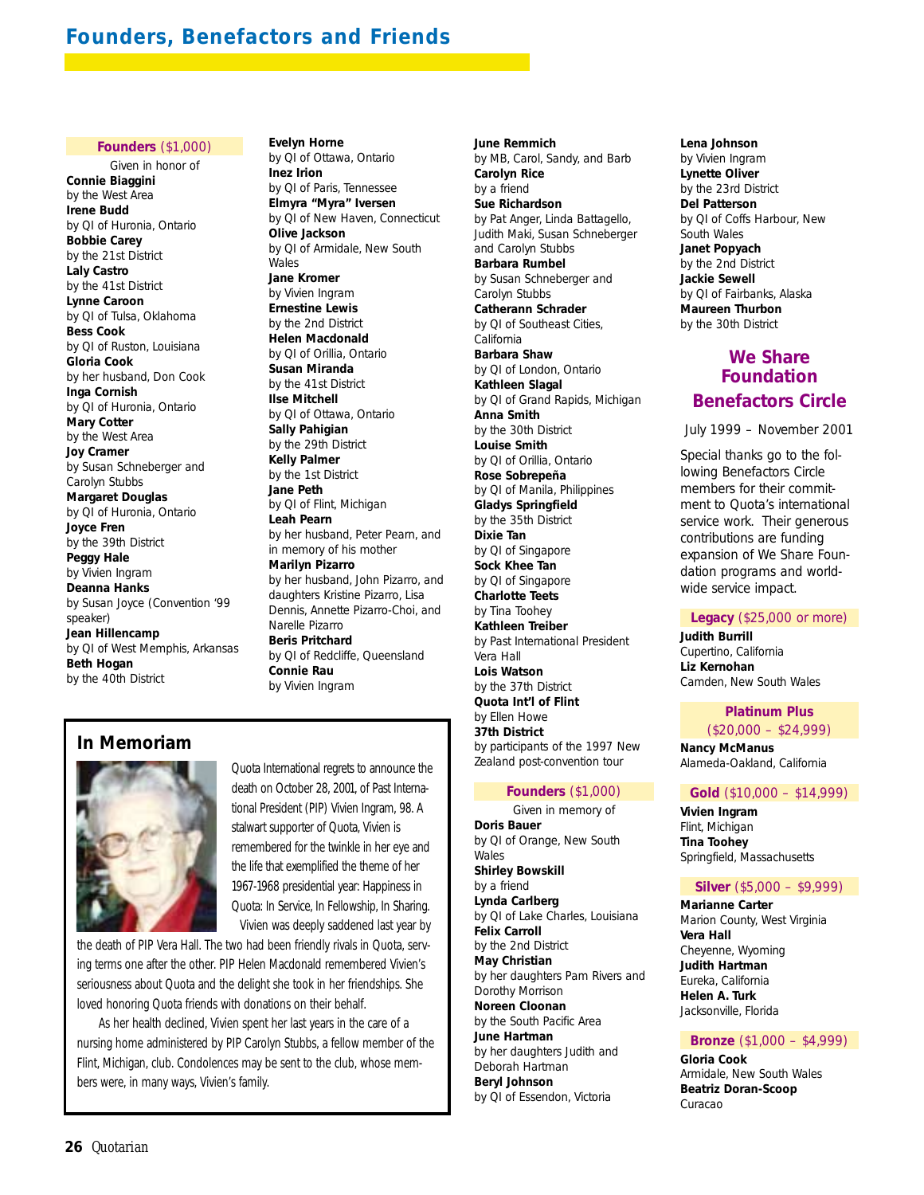# Founders, Benefactors and Friends

## Founders ($1,000)

Given in honor of

**Connie Biaggini**
by the West Area
**Irene Budd**
by QI of Huronia, Ontario
**Bobbie Carey**
by the 21st District
**Laly Castro**
by the 41st District
**Lynne Caroon**
by QI of Tulsa, Oklahoma
**Bess Cook**
by QI of Ruston, Louisiana
**Gloria Cook**
by her husband, Don Cook
**Inga Cornish**
by QI of Huronia, Ontario
**Mary Cotter**
by the West Area
**Joy Cramer**
by Susan Schneberger and Carolyn Stubbs
**Margaret Douglas**
by QI of Huronia, Ontario
**Joyce Fren**
by the 39th District
**Peggy Hale**
by Vivien Ingram
**Deanna Hanks**
by Susan Joyce (Convention '99 speaker)
**Jean Hillencamp**
by QI of West Memphis, Arkansas
**Beth Hogan**
by the 40th District
**Evelyn Horne**
by QI of Ottawa, Ontario
**Inez Irion**
by QI of Paris, Tennessee
**Elmyra "Myra" Iversen**
by QI of New Haven, Connecticut
**Olive Jackson**
by QI of Armidale, New South Wales
**Jane Kromer**
by Vivien Ingram
**Ernestine Lewis**
by the 2nd District
**Helen Macdonald**
by QI of Orillia, Ontario
**Susan Miranda**
by the 41st District
**Ilse Mitchell**
by QI of Ottawa, Ontario
**Sally Pahigian**
by the 29th District
**Kelly Palmer**
by the 1st District
**Jane Peth**
by QI of Flint, Michigan
**Leah Pearn**
by her husband, Peter Pearn, and in memory of his mother
**Marilyn Pizarro**
by her husband, John Pizarro, and daughters Kristine Pizarro, Lisa Dennis, Annette Pizarro-Choi, and Narelle Pizarro
**Beris Pritchard**
by QI of Redcliffe, Queensland
**Connie Rau**
by Vivien Ingram
**June Remmich**
by MB, Carol, Sandy, and Barb
**Carolyn Rice**
by a friend
**Sue Richardson**
by Pat Anger, Linda Battagello, Judith Maki, Susan Schneberger and Carolyn Stubbs
**Barbara Rumbel**
by Susan Schneberger and Carolyn Stubbs
**Catherann Schrader**
by QI of Southeast Cities, California
**Barbara Shaw**
by QI of London, Ontario
**Kathleen Slagal**
by QI of Grand Rapids, Michigan
**Anna Smith**
by the 30th District
**Louise Smith**
by QI of Orillia, Ontario
**Rose Sobrepeña**
by QI of Manila, Philippines
**Gladys Springfield**
by the 35th District
**Dixie Tan**
by QI of Singapore
**Sock Khee Tan**
by QI of Singapore
**Charlotte Teets**
by Tina Toohey
**Kathleen Treiber**
by Past International President Vera Hall
**Lois Watson**
by the 37th District
**Quota Int'l of Flint**
by Ellen Howe
**37th District**
by participants of the 1997 New Zealand post-convention tour

## In Memoriam

Quota International regrets to announce the death on October 28, 2001, of Past International President (PIP) Vivien Ingram, 98. A stalwart supporter of Quota, Vivien is remembered for the twinkle in her eye and the life that exemplified the theme of her 1967-1968 presidential year: Happiness in Quota: In Service, In Fellowship, In Sharing.

Vivien was deeply saddened last year by the death of PIP Vera Hall. The two had been friendly rivals in Quota, serving terms one after the other. PIP Helen Macdonald remembered Vivien's seriousness about Quota and the delight she took in her friendships. She loved honoring Quota friends with donations on their behalf.

As her health declined, Vivien spent her last years in the care of a nursing home administered by PIP Carolyn Stubbs, a fellow member of the Flint, Michigan, club. Condolences may be sent to the club, whose members were, in many ways, Vivien's family.

## Founders ($1,000)

Given in memory of

**Doris Bauer**
by QI of Orange, New South Wales
**Shirley Bowskill**
by a friend
**Lynda Carlberg**
by QI of Lake Charles, Louisiana
**Felix Carroll**
by the 2nd District
**May Christian**
by her daughters Pam Rivers and Dorothy Morrison
**Noreen Cloonan**
by the South Pacific Area
**June Hartman**
by her daughters Judith and Deborah Hartman
**Beryl Johnson**
by QI of Essendon, Victoria
**Lena Johnson**
by Vivien Ingram
**Lynette Oliver**
by the 23rd District
**Del Patterson**
by QI of Coffs Harbour, New South Wales
**Janet Popyach**
by the 2nd District
**Jackie Sewell**
by QI of Fairbanks, Alaska
**Maureen Thurbon**
by the 30th District

## We Share Foundation Benefactors Circle

July 1999 – November 2001

Special thanks go to the following Benefactors Circle members for their commitment to Quota's international service work. Their generous contributions are funding expansion of We Share Foundation programs and worldwide service impact.

### Legacy ($25,000 or more)

**Judith Burrill**
Cupertino, California
**Liz Kernohan**
Camden, New South Wales

### Platinum Plus ($20,000 – $24,999)

**Nancy McManus**
Alameda-Oakland, California

### Gold ($10,000 – $14,999)

**Vivien Ingram**
Flint, Michigan
**Tina Toohey**
Springfield, Massachusetts

### Silver ($5,000 – $9,999)

**Marianne Carter**
Marion County, West Virginia
**Vera Hall**
Cheyenne, Wyoming
**Judith Hartman**
Eureka, California
**Helen A. Turk**
Jacksonville, Florida

### Bronze ($1,000 – $4,999)

**Gloria Cook**
Armidale, New South Wales
**Beatriz Doran-Scoop**
Curacao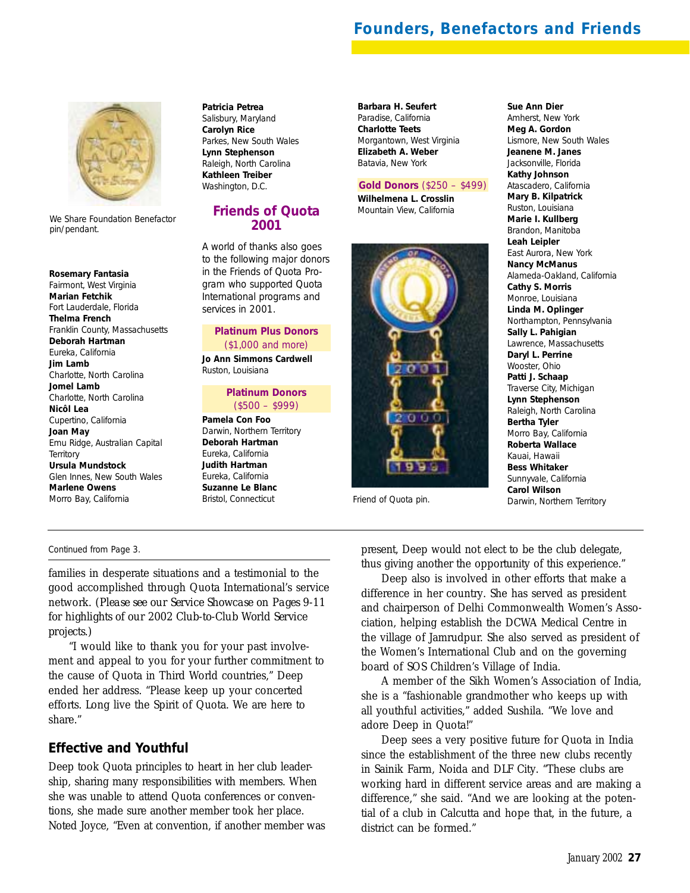## Founders, Benefactors and Friends

We Share Foundation Benefactor pin/pendant.

**Rosemary Fantasia**
Fairmont, West Virginia
**Marian Fetchik**
Fort Lauderdale, Florida
**Thelma French**
Franklin County, Massachusetts
**Deborah Hartman**
Eureka, California
**Jim Lamb**
Charlotte, North Carolina
**Jomel Lamb**
Charlotte, North Carolina
**Nicôl Lea**
Cupertino, California
**Joan May**
Emu Ridge, Australian Capital Territory
**Ursula Mundstock**
Glen Innes, New South Wales
**Marlene Owens**
Morro Bay, California
**Patricia Petrea**
Salisbury, Maryland
**Carolyn Rice**
Parkes, New South Wales
**Lynn Stephenson**
Raleigh, North Carolina
**Kathleen Treiber**
Washington, D.C.

### Friends of Quota 2001

A world of thanks also goes to the following major donors in the Friends of Quota Program who supported Quota International programs and services in 2001.

**Platinum Plus Donors** ($1,000 and more)

**Jo Ann Simmons Cardwell**
Ruston, Louisiana

**Platinum Donors** ($500 – $999)

**Pamela Con Foo**
Darwin, Northern Territory
**Deborah Hartman**
Eureka, California
**Judith Hartman**
Eureka, California
**Suzanne Le Blanc**
Bristol, Connecticut
**Barbara H. Seufert**
Paradise, California
**Charlotte Teets**
Morgantown, West Virginia
**Elizabeth A. Weber**
Batavia, New York

**Gold Donors** ($250 – $499)

**Wilhelmena L. Crosslin**
Mountain View, California

Friend of Quota pin.

**Sue Ann Dier**
Amherst, New York
**Meg A. Gordon**
Lismore, New South Wales
**Jeanene M. Janes**
Jacksonville, Florida
**Kathy Johnson**
Atascadero, California
**Mary B. Kilpatrick**
Ruston, Louisiana
**Marie I. Kullberg**
Brandon, Manitoba
**Leah Leipler**
East Aurora, New York
**Nancy McManus**
Alameda-Oakland, California
**Cathy S. Morris**
Monroe, Louisiana
**Linda M. Oplinger**
Northampton, Pennsylvania
**Sally L. Pahigian**
Lawrence, Massachusetts
**Daryl L. Perrine**
Wooster, Ohio
**Patti J. Schaap**
Traverse City, Michigan
**Lynn Stephenson**
Raleigh, North Carolina
**Bertha Tyler**
Morro Bay, California
**Roberta Wallace**
Kauai, Hawaii
**Bess Whitaker**
Sunnyvale, California
**Carol Wilson**
Darwin, Northern Territory

---

Continued from Page 3.

families in desperate situations and a testimonial to the good accomplished through Quota International's service network. (*Please see our Service Showcase on Pages 9-11 for highlights of our 2002 Club-to-Club World Service projects.*)

"I would like to thank you for your past involvement and appeal to you for your further commitment to the cause of Quota in Third World countries," Deep ended her address. "Please keep up your concerted efforts. Long live the Spirit of Quota. We are here to share."

### Effective and Youthful

Deep took Quota principles to heart in her club leadership, sharing many responsibilities with members. When she was unable to attend Quota conferences or conventions, she made sure another member took her place. Noted Joyce, "Even at convention, if another member was present, Deep would not elect to be the club delegate, thus giving another the opportunity of this experience."

Deep also is involved in other efforts that make a difference in her country. She has served as president and chairperson of Delhi Commonwealth Women's Association, helping establish the DCWA Medical Centre in the village of Jamrudpur. She also served as president of the Women's International Club and on the governing board of SOS Children's Village of India.

A member of the Sikh Women's Association of India, she is a "fashionable grandmother who keeps up with all youthful activities," added Sushila. "We love and adore Deep in Quota!"

Deep sees a very positive future for Quota in India since the establishment of the three new clubs recently in Sainik Farm, Noida and DLF City. "These clubs are working hard in different service areas and are making a difference," she said. "And we are looking at the potential of a club in Calcutta and hope that, in the future, a district can be formed."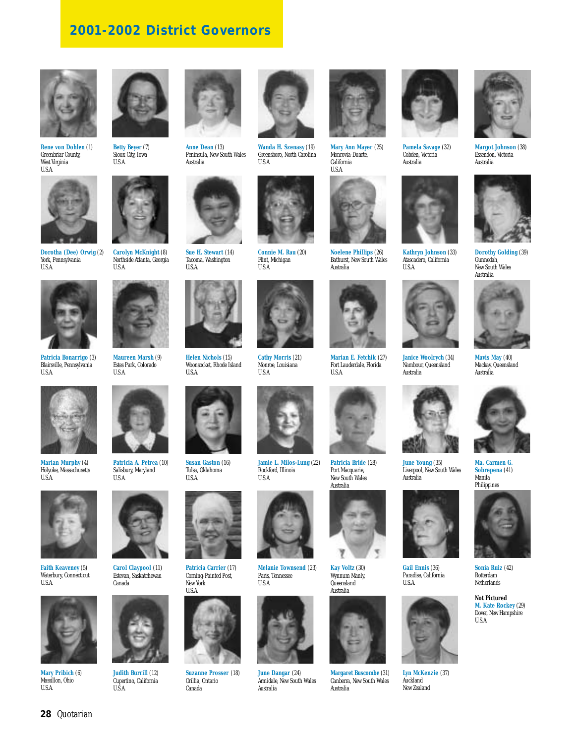# 2001-2002 District Governors

**Rene von Dohlen** (1)
Greenbriar County,
West Virginia
U.S.A.

**Betty Beyer** (7)
Sioux City, Iowa
U.S.A.

**Anne Dean** (13)
Peninsula, New South Wales
Australia

**Wanda H. Szenasy** (19)
Greensboro, North Carolina
U.S.A.

**Mary Ann Mayer** (25)
Monrovia-Duarte,
California
U.S.A.

**Pamela Savage** (32)
Cobden, Victoria
Australia

**Margot Johnson** (38)
Essendon, Victoria
Australia

**Dorotha (Dee) Orwig** (2)
York, Pennsylvania
U.S.A.

**Carolyn McKnight** (8)
Northside Atlanta, Georgia
U.S.A.

**Sue H. Stewart** (14)
Tacoma, Washington
U.S.A.

**Connie M. Rau** (20)
Flint, Michigan
U.S.A.

**Noelene Phillips** (26)
Bathurst, New South Wales
Australia

**Kathryn Johnson** (33)
Atascadero, California
U.S.A.

**Dorothy Golding** (39)
Gunnedah,
New South Wales
Australia

**Patricia Bonarrigo** (3)
Blairsville, Pennsylvania
U.S.A.

**Maureen Marsh** (9)
Estes Park, Colorado
U.S.A.

**Helen Nichols** (15)
Woonsocket, Rhode Island
U.S.A.

**Cathy Morris** (21)
Monroe, Louisiana
U.S.A.

**Marian E. Fetchik** (27)
Fort Lauderdale, Florida
U.S.A.

**Janice Woolrych** (34)
Nambour, Queensland
Australia

**Mavis May** (40)
Mackay, Queensland
Australia

**Marian Murphy** (4)
Holyoke, Massachusetts
U.S.A.

**Patricia A. Petrea** (10)
Salisbury, Maryland
U.S.A.

**Susan Gaston** (16)
Tulsa, Oklahoma
U.S.A.

**Jamie L. Milos-Lung** (22)
Rockford, Illinois
U.S.A.

**Patricia Bride** (28)
Port Macquarie,
New South Wales
Australia

**June Young** (35)
Liverpool, New South Wales
Australia

**Ma. Carmen G. Sobrepena** (41)
Manila
Philippines

**Faith Keaveney** (5)
Waterbury, Connecticut
U.S.A.

**Carol Claypool** (11)
Estevan, Saskatchewan
Canada

**Patricia Carrier** (17)
Corning-Painted Post,
New York
U.S.A.

**Melanie Townsend** (23)
Paris, Tennessee
U.S.A.

**Kay Voltz** (30)
Wynnum Manly,
Queensland
Australia

**Gail Ennis** (36)
Paradise, California
U.S.A.

**Sonia Ruiz** (42)
Rotterdam
Netherlands

**Not Pictured**
**M. Kate Rockey** (29)
Dover, New Hampshire
U.S.A.

**Mary Pribich** (6)
Massillon, Ohio
U.S.A.

**Judith Burrill** (12)
Cupertino, California
U.S.A.

**Suzanne Prosser** (18)
Orillia, Ontario
Canada

**June Dangar** (24)
Armidale, New South Wales
Australia

**Margaret Buscombe** (31)
Canberra, New South Wales
Australia

**Lyn McKenzie** (37)
Auckland
New Zealand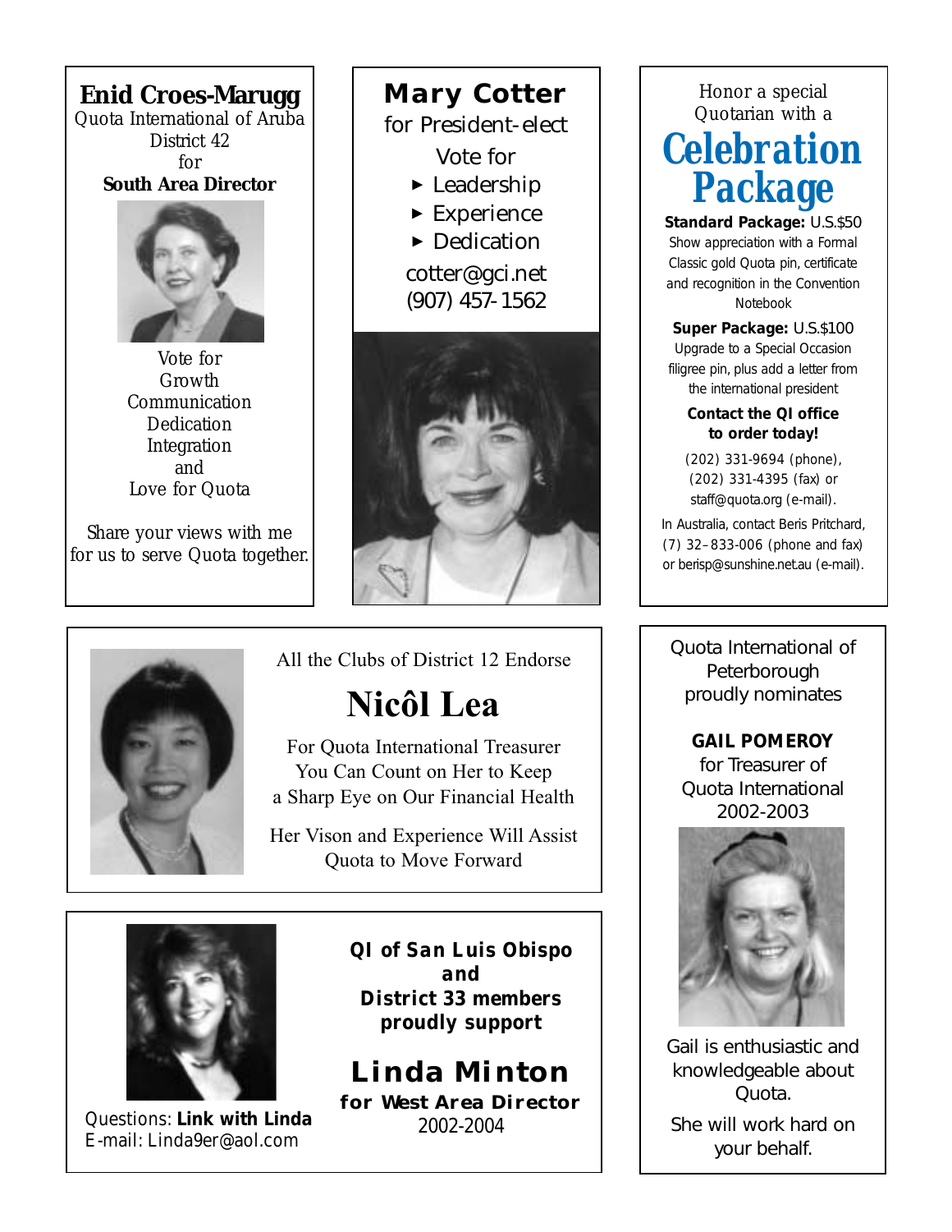## Enid Croes-Marugg

Quota International of Aruba
District 42
for
**South Area Director**

Vote for
Growth
Communication
Dedication
Integration
and
Love for Quota

Share your views with me for us to serve Quota together.

## Mary Cotter

for President-elect

Vote for

- Leadership
- Experience
- Dedication

cotter@gci.net
(907) 457-1562

Honor a special Quotarian with a

## Celebration Package

**Standard Package:** U.S.$50
Show appreciation with a Formal Classic gold Quota pin, certificate and recognition in the Convention Notebook

**Super Package:** U.S.$100
Upgrade to a Special Occasion filigree pin, plus add a letter from the international president

**Contact the QI office to order today!**

(202) 331-9694 (phone), (202) 331-4395 (fax) or staff@quota.org (e-mail).

In Australia, contact Beris Pritchard, (7) 32–833-006 (phone and fax) or berisp@sunshine.net.au (e-mail).

All the Clubs of District 12 Endorse

## Nicôl Lea

For Quota International Treasurer
You Can Count on Her to Keep
a Sharp Eye on Our Financial Health

Her Vison and Experience Will Assist
Quota to Move Forward

Quota International of Peterborough proudly nominates

**GAIL POMEROY**
for Treasurer of
Quota International
2002-2003

Gail is enthusiastic and knowledgeable about Quota.

She will work hard on your behalf.

**QI of San Luis Obispo**
**and**
**District 33 members**
**proudly support**

## Linda Minton

**for West Area Director**
2002-2004

Questions: **Link with Linda**
E-mail: Linda9er@aol.com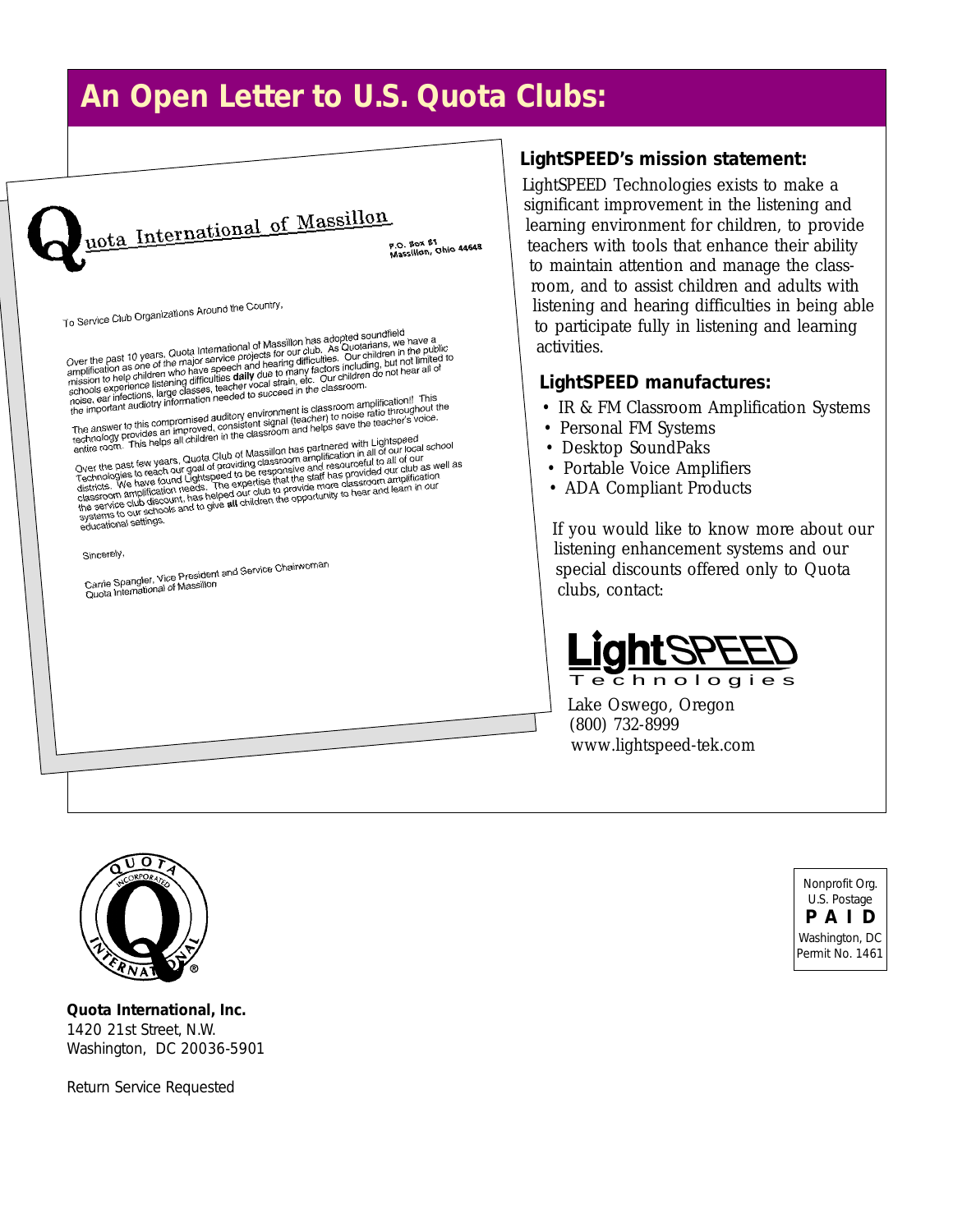# An Open Letter to U.S. Quota Clubs:

**Quota International of Massillon**

P.O. Box 81
Massillon, Ohio 44648

To Service Club Organizations Around the Country,

Over the past 10 years, Quota International of Massillon has adopted soundfield amplification as one of the major service projects for our club. As Quotarians, we have a mission to help children who have speech and hearing difficulties. Our children in the public schools experience listening difficulties **daily** due to many factors including, but not limited to noise, ear infections, large classes, teacher vocal strain, etc. Our children do not hear all of the important audiotry information needed to succeed in the classroom.

The answer to this compromised auditory environment is classroom amplification!! This technology provides an improved, consistent signal (teacher) to noise ratio throughout the entire room. This helps all children in the classroom and helps save the teacher's voice.

Over the past few years, Quota Club of Massillon has partnered with Lightspeed Technologies to reach our goal of providing classroom amplification in all of our local school districts. We have found Lightspeed to be responsive and resourceful to all of our classroom amplification needs. The expertise that the staff has provided our club as well as the service club discount, has helped our club to provide more classroom amplification systems to our schools and to give **all** children the opportunity to hear and learn in our educational settings.

Sincerely,

Carrie Spangler, Vice President and Service Chairwoman
Quota International of Massillon

## LightSPEED's mission statement:

LightSPEED Technologies exists to make a significant improvement in the listening and learning environment for children, to provide teachers with tools that enhance their ability to maintain attention and manage the classroom, and to assist children and adults with listening and hearing difficulties in being able to participate fully in listening and learning activities.

## LightSPEED manufactures:

- IR & FM Classroom Amplification Systems
- Personal FM Systems
- Desktop SoundPaks
- Portable Voice Amplifiers
- ADA Compliant Products

If you would like to know more about our listening enhancement systems and our special discounts offered only to Quota clubs, contact:

**LightSPEED Technologies**

Lake Oswego, Oregon
(800) 732-8999
www.lightspeed-tek.com

**Quota International, Inc.**
1420 21st Street, N.W.
Washington, DC 20036-5901

Return Service Requested

Nonprofit Org.
U.S. Postage
**PAID**
Washington, DC
Permit No. 1461